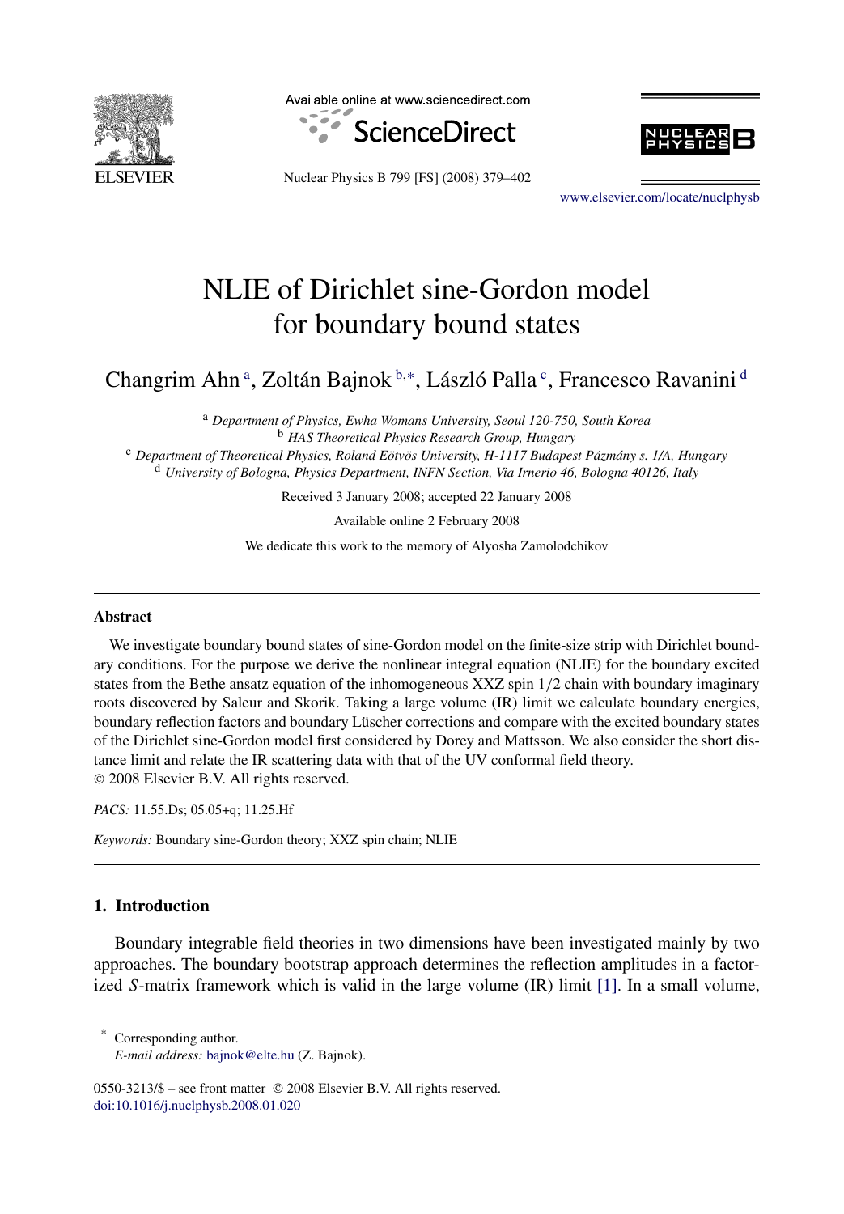# NLIE of Dirichlet sine-Gordon model for boundary bound states

Changrim Ahn [a], Zoltán Bajnok [b,*], László Palla [c], Francesco Ravanini [d]

[a] Department of Physics, Ewha Womans University, Seoul 120-750, South Korea
[b] HAS Theoretical Physics Research Group, Hungary
[c] Department of Theoretical Physics, Roland Eötvös University, H-1117 Budapest Pázmány s. 1/A, Hungary
[d] University of Bologna, Physics Department, INFN Section, Via Irnerio 46, Bologna 40126, Italy

Received 3 January 2008; accepted 22 January 2008

Available online 2 February 2008

We dedicate this work to the memory of Alyosha Zamolodchikov

## Abstract

We investigate boundary bound states of sine-Gordon model on the finite-size strip with Dirichlet boundary conditions. For the purpose we derive the nonlinear integral equation (NLIE) for the boundary excited states from the Bethe ansatz equation of the inhomogeneous XXZ spin $1/2$ chain with boundary imaginary roots discovered by Saleur and Skorik. Taking a large volume (IR) limit we calculate boundary energies, boundary reflection factors and boundary Lüscher corrections and compare with the excited boundary states of the Dirichlet sine-Gordon model first considered by Dorey and Mattsson. We also consider the short distance limit and relate the IR scattering data with that of the UV conformal field theory.
© 2008 Elsevier B.V. All rights reserved.

*PACS:* 11.55.Ds; 05.05+q; 11.25.Hf

*Keywords:* Boundary sine-Gordon theory; XXZ spin chain; NLIE

## 1. Introduction

Boundary integrable field theories in two dimensions have been investigated mainly by two approaches. The boundary bootstrap approach determines the reflection amplitudes in a factorized $S$-matrix framework which is valid in the large volume (IR) limit [1]. In a small volume,

---

* Corresponding author.
*E-mail address:* bajnok@elte.hu (Z. Bajnok).

0550-3213/$ – see front matter © 2008 Elsevier B.V. All rights reserved.
doi:10.1016/j.nuclphysb.2008.01.020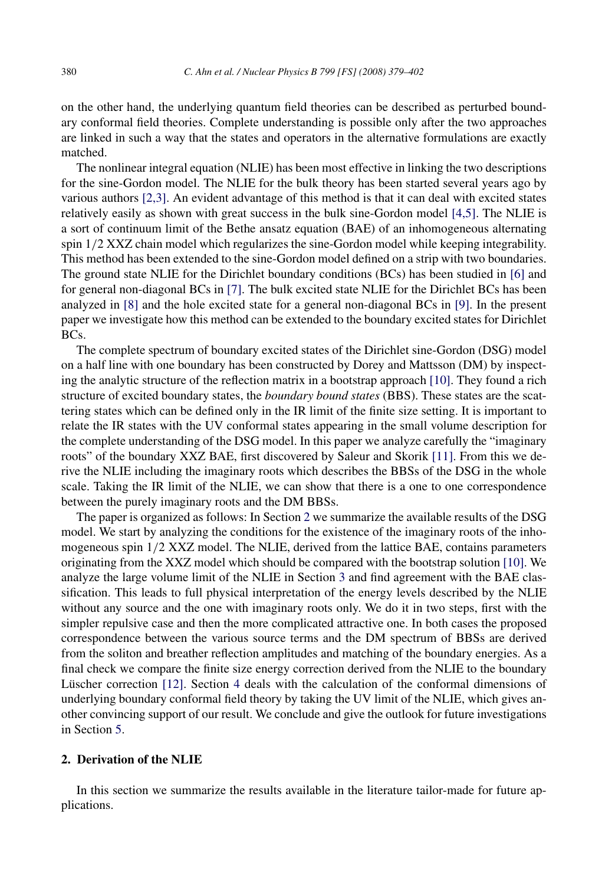on the other hand, the underlying quantum field theories can be described as perturbed boundary conformal field theories. Complete understanding is possible only after the two approaches are linked in such a way that the states and operators in the alternative formulations are exactly matched.

The nonlinear integral equation (NLIE) has been most effective in linking the two descriptions for the sine-Gordon model. The NLIE for the bulk theory has been started several years ago by various authors [2,3]. An evident advantage of this method is that it can deal with excited states relatively easily as shown with great success in the bulk sine-Gordon model [4,5]. The NLIE is a sort of continuum limit of the Bethe ansatz equation (BAE) of an inhomogeneous alternating spin $1/2$ XXZ chain model which regularizes the sine-Gordon model while keeping integrability. This method has been extended to the sine-Gordon model defined on a strip with two boundaries. The ground state NLIE for the Dirichlet boundary conditions (BCs) has been studied in [6] and for general non-diagonal BCs in [7]. The bulk excited state NLIE for the Dirichlet BCs has been analyzed in [8] and the hole excited state for a general non-diagonal BCs in [9]. In the present paper we investigate how this method can be extended to the boundary excited states for Dirichlet BCs.

The complete spectrum of boundary excited states of the Dirichlet sine-Gordon (DSG) model on a half line with one boundary has been constructed by Dorey and Mattsson (DM) by inspecting the analytic structure of the reflection matrix in a bootstrap approach [10]. They found a rich structure of excited boundary states, the *boundary bound states* (BBS). These states are the scattering states which can be defined only in the IR limit of the finite size setting. It is important to relate the IR states with the UV conformal states appearing in the small volume description for the complete understanding of the DSG model. In this paper we analyze carefully the "imaginary roots" of the boundary XXZ BAE, first discovered by Saleur and Skorik [11]. From this we derive the NLIE including the imaginary roots which describes the BBSs of the DSG in the whole scale. Taking the IR limit of the NLIE, we can show that there is a one to one correspondence between the purely imaginary roots and the DM BBSs.

The paper is organized as follows: In Section 2 we summarize the available results of the DSG model. We start by analyzing the conditions for the existence of the imaginary roots of the inhomogeneous spin $1/2$ XXZ model. The NLIE, derived from the lattice BAE, contains parameters originating from the XXZ model which should be compared with the bootstrap solution [10]. We analyze the large volume limit of the NLIE in Section 3 and find agreement with the BAE classification. This leads to full physical interpretation of the energy levels described by the NLIE without any source and the one with imaginary roots only. We do it in two steps, first with the simpler repulsive case and then the more complicated attractive one. In both cases the proposed correspondence between the various source terms and the DM spectrum of BBSs are derived from the soliton and breather reflection amplitudes and matching of the boundary energies. As a final check we compare the finite size energy correction derived from the NLIE to the boundary Lüscher correction [12]. Section 4 deals with the calculation of the conformal dimensions of underlying boundary conformal field theory by taking the UV limit of the NLIE, which gives another convincing support of our result. We conclude and give the outlook for future investigations in Section 5.

## 2. Derivation of the NLIE

In this section we summarize the results available in the literature tailor-made for future applications.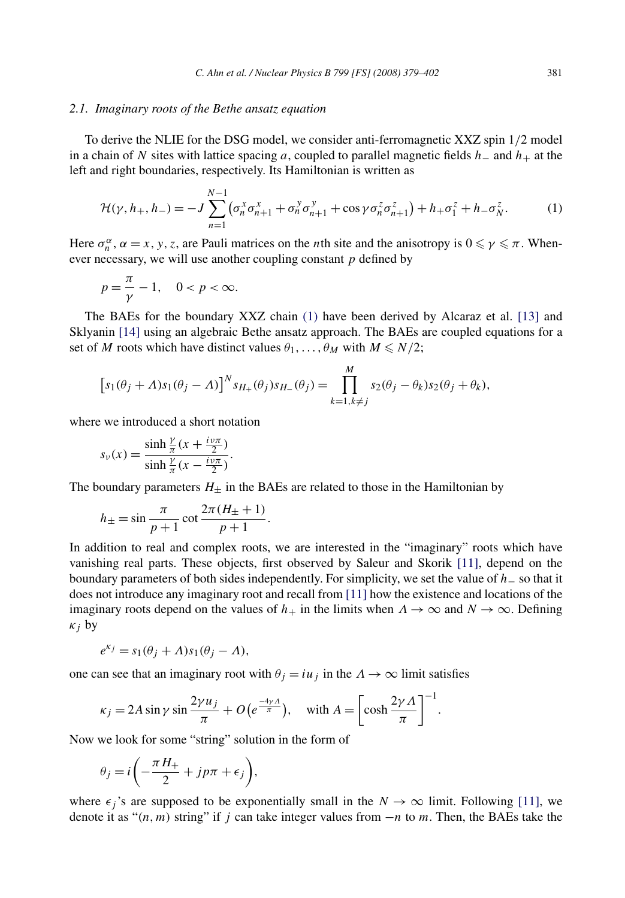### 2.1. Imaginary roots of the Bethe ansatz equation

To derive the NLIE for the DSG model, we consider anti-ferromagnetic XXZ spin 1/2 model in a chain of $N$ sites with lattice spacing $a$, coupled to parallel magnetic fields $h_-$ and $h_+$ at the left and right boundaries, respectively. Its Hamiltonian is written as

$$\mathcal{H}(\gamma, h_+, h_-) = -J \sum_{n=1}^{N-1} \left(\sigma_n^x \sigma_{n+1}^x + \sigma_n^y \sigma_{n+1}^y + \cos\gamma\, \sigma_n^z \sigma_{n+1}^z\right) + h_+ \sigma_1^z + h_- \sigma_N^z. \tag{1}$$

Here $\sigma_n^\alpha$, $\alpha = x, y, z$, are Pauli matrices on the $n$th site and the anisotropy is $0 \leqslant \gamma \leqslant \pi$. Whenever necessary, we will use another coupling constant $p$ defined by

$$p = \frac{\pi}{\gamma} - 1, \quad 0 < p < \infty.$$

The BAEs for the boundary XXZ chain (1) have been derived by Alcaraz et al. [13] and Sklyanin [14] using an algebraic Bethe ansatz approach. The BAEs are coupled equations for a set of $M$ roots which have distinct values $\theta_1, \ldots, \theta_M$ with $M \leqslant N/2$;

$$\left[s_1(\theta_j + \Lambda) s_1(\theta_j - \Lambda)\right]^N s_{H_+}(\theta_j) s_{H_-}(\theta_j) = \prod_{k=1, k\neq j}^{M} s_2(\theta_j - \theta_k) s_2(\theta_j + \theta_k),$$

where we introduced a short notation

$$s_\nu(x) = \frac{\sinh \frac{\gamma}{\pi}(x + \frac{i\nu\pi}{2})}{\sinh \frac{\gamma}{\pi}(x - \frac{i\nu\pi}{2})}.$$

The boundary parameters $H_\pm$ in the BAEs are related to those in the Hamiltonian by

$$h_\pm = \sin\frac{\pi}{p+1} \cot\frac{2\pi(H_\pm + 1)}{p+1}.$$

In addition to real and complex roots, we are interested in the "imaginary" roots which have vanishing real parts. These objects, first observed by Saleur and Skorik [11], depend on the boundary parameters of both sides independently. For simplicity, we set the value of $h_-$ so that it does not introduce any imaginary root and recall from [11] how the existence and locations of the imaginary roots depend on the values of $h_+$ in the limits when $\Lambda \to \infty$ and $N \to \infty$. Defining $\kappa_j$ by

$$e^{\kappa_j} = s_1(\theta_j + \Lambda) s_1(\theta_j - \Lambda),$$

one can see that an imaginary root with $\theta_j = iu_j$ in the $\Lambda \to \infty$ limit satisfies

$$\kappa_j = 2A \sin\gamma \sin\frac{2\gamma u_j}{\pi} + O\left(e^{\frac{-4\gamma\Lambda}{\pi}}\right), \quad \text{with } A = \left[\cosh\frac{2\gamma\Lambda}{\pi}\right]^{-1}.$$

Now we look for some "string" solution in the form of

$$\theta_j = i\left(-\frac{\pi H_+}{2} + jp\pi + \epsilon_j\right),$$

where $\epsilon_j$'s are supposed to be exponentially small in the $N \to \infty$ limit. Following [11], we denote it as "$(n, m)$ string" if $j$ can take integer values from $-n$ to $m$. Then, the BAEs take the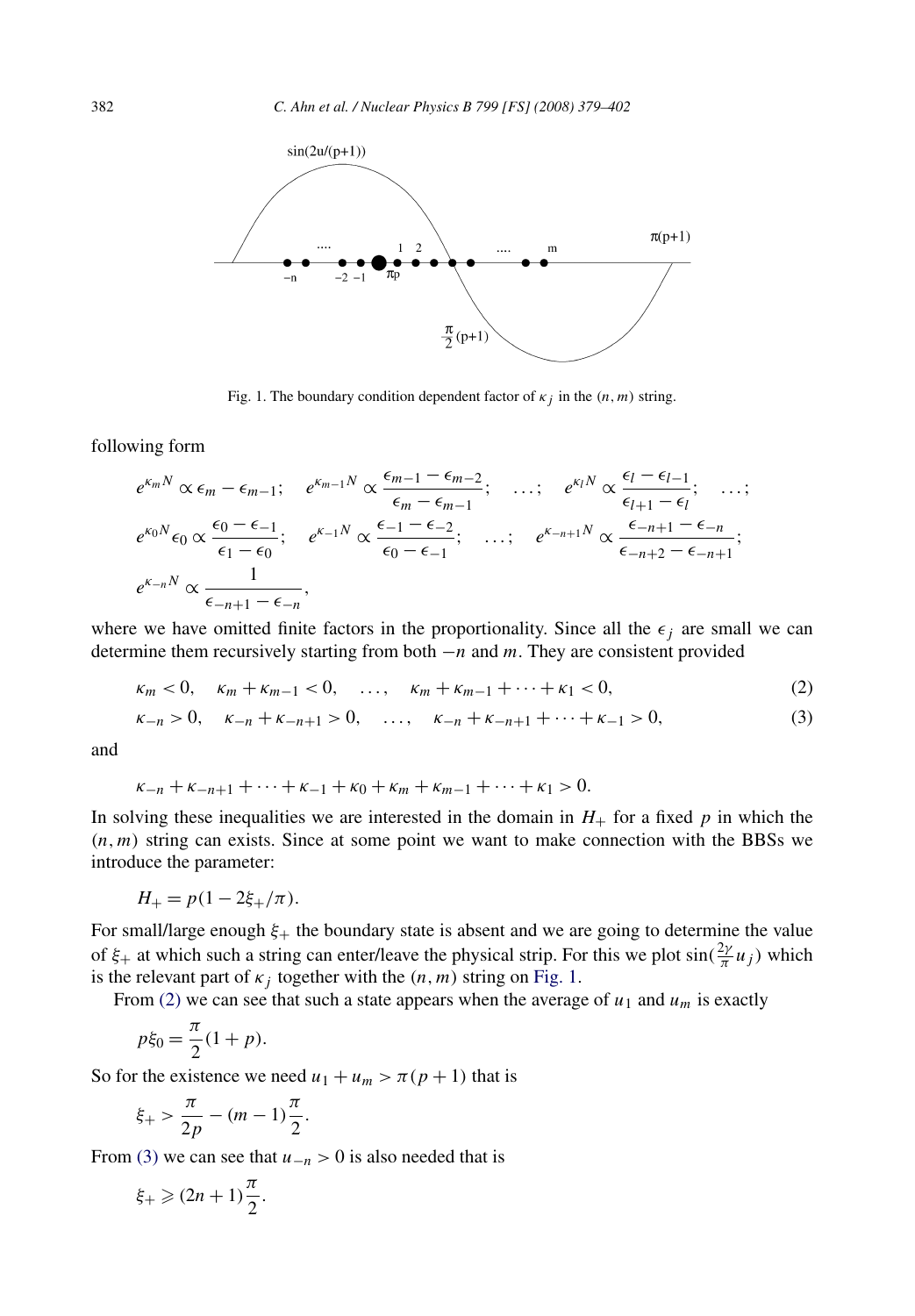Fig. 1. The boundary condition dependent factor of $\kappa_j$ in the $(n, m)$ string.

following form

$$e^{\kappa_m N} \propto \epsilon_m - \epsilon_{m-1}; \quad e^{\kappa_{m-1} N} \propto \frac{\epsilon_{m-1} - \epsilon_{m-2}}{\epsilon_m - \epsilon_{m-1}}; \quad \ldots; \quad e^{\kappa_l N} \propto \frac{\epsilon_l - \epsilon_{l-1}}{\epsilon_{l+1} - \epsilon_l}; \quad \ldots;$$

$$e^{\kappa_0 N} \epsilon_0 \propto \frac{\epsilon_0 - \epsilon_{-1}}{\epsilon_1 - \epsilon_0}; \quad e^{\kappa_{-1} N} \propto \frac{\epsilon_{-1} - \epsilon_{-2}}{\epsilon_0 - \epsilon_{-1}}; \quad \ldots; \quad e^{\kappa_{-n+1} N} \propto \frac{\epsilon_{-n+1} - \epsilon_{-n}}{\epsilon_{-n+2} - \epsilon_{-n+1}};$$

$$e^{\kappa_{-n} N} \propto \frac{1}{\epsilon_{-n+1} - \epsilon_{-n}},$$

where we have omitted finite factors in the proportionality. Since all the $\epsilon_j$ are small we can determine them recursively starting from both $-n$ and $m$. They are consistent provided

$$\kappa_m < 0, \quad \kappa_m + \kappa_{m-1} < 0, \quad \ldots, \quad \kappa_m + \kappa_{m-1} + \cdots + \kappa_1 < 0, \tag{2}$$

$$\kappa_{-n} > 0, \quad \kappa_{-n} + \kappa_{-n+1} > 0, \quad \ldots, \quad \kappa_{-n} + \kappa_{-n+1} + \cdots + \kappa_{-1} > 0, \tag{3}$$

and

$$\kappa_{-n} + \kappa_{-n+1} + \cdots + \kappa_{-1} + \kappa_0 + \kappa_m + \kappa_{m-1} + \cdots + \kappa_1 > 0.$$

In solving these inequalities we are interested in the domain in $H_+$ for a fixed $p$ in which the $(n, m)$ string can exists. Since at some point we want to make connection with the BBSs we introduce the parameter:

$$H_+ = p(1 - 2\xi_+/\pi).$$

For small/large enough $\xi_+$ the boundary state is absent and we are going to determine the value of $\xi_+$ at which such a string can enter/leave the physical strip. For this we plot $\sin(\frac{2\gamma}{\pi} u_j)$ which is the relevant part of $\kappa_j$ together with the $(n, m)$ string on Fig. 1.

From (2) we can see that such a state appears when the average of $u_1$ and $u_m$ is exactly

$$p\xi_0 = \frac{\pi}{2}(1 + p).$$

So for the existence we need $u_1 + u_m > \pi(p + 1)$ that is

$$\xi_+ > \frac{\pi}{2p} - (m - 1)\frac{\pi}{2}.$$

From (3) we can see that $u_{-n} > 0$ is also needed that is

$$\xi_+ \geqslant (2n + 1)\frac{\pi}{2}.$$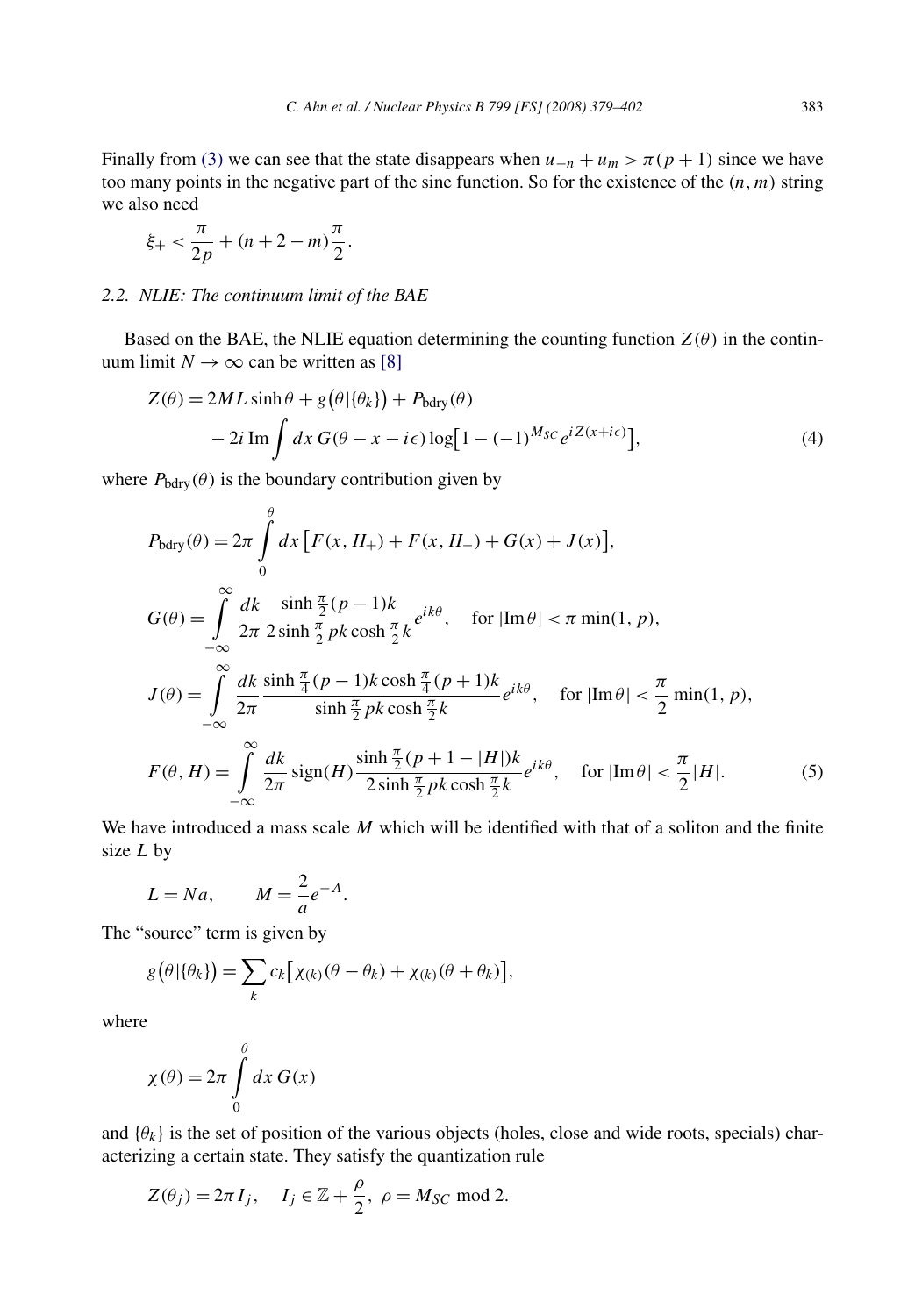Finally from (3) we can see that the state disappears when $u_{-n} + u_m > \pi(p+1)$ since we have too many points in the negative part of the sine function. So for the existence of the $(n, m)$ string we also need

$$\xi_+ < \frac{\pi}{2p} + (n + 2 - m)\frac{\pi}{2}.$$

### 2.2. NLIE: The continuum limit of the BAE

Based on the BAE, the NLIE equation determining the counting function $Z(\theta)$ in the continuum limit $N \to \infty$ can be written as [8]

$$\begin{aligned} Z(\theta) &= 2ML \sinh\theta + g\big(\theta|\{\theta_k\}\big) + P_{\mathrm{bdry}}(\theta) \\ &\quad - 2i \, \mathrm{Im} \int dx \, G(\theta - x - i\epsilon) \log\big[1 - (-1)^{M_{SC}} e^{iZ(x+i\epsilon)}\big], \end{aligned} \tag{4}$$

where $P_{\mathrm{bdry}}(\theta)$ is the boundary contribution given by

$$\begin{aligned} P_{\mathrm{bdry}}(\theta) &= 2\pi \int_0^\theta dx \, \big[F(x, H_+) + F(x, H_-) + G(x) + J(x)\big], \\ G(\theta) &= \int_{-\infty}^{\infty} \frac{dk}{2\pi} \frac{\sinh\frac{\pi}{2}(p-1)k}{2\sinh\frac{\pi}{2}pk \cosh\frac{\pi}{2}k} e^{ik\theta}, \quad \text{for } |\mathrm{Im}\,\theta| < \pi \min(1, p), \\ J(\theta) &= \int_{-\infty}^{\infty} \frac{dk}{2\pi} \frac{\sinh\frac{\pi}{4}(p-1)k \cosh\frac{\pi}{4}(p+1)k}{\sinh\frac{\pi}{2}pk \cosh\frac{\pi}{2}k} e^{ik\theta}, \quad \text{for } |\mathrm{Im}\,\theta| < \frac{\pi}{2} \min(1, p), \\ F(\theta, H) &= \int_{-\infty}^{\infty} \frac{dk}{2\pi} \, \mathrm{sign}(H) \frac{\sinh\frac{\pi}{2}(p+1-|H|)k}{2\sinh\frac{\pi}{2}pk \cosh\frac{\pi}{2}k} e^{ik\theta}, \quad \text{for } |\mathrm{Im}\,\theta| < \frac{\pi}{2}|H|. \end{aligned} \tag{5}$$

We have introduced a mass scale $M$ which will be identified with that of a soliton and the finite size $L$ by

$$L = Na, \qquad M = \frac{2}{a} e^{-\Lambda}.$$

The "source" term is given by

$$g\big(\theta|\{\theta_k\}\big) = \sum_k c_k \big[\chi_{(k)}(\theta - \theta_k) + \chi_{(k)}(\theta + \theta_k)\big],$$

where

$$\chi(\theta) = 2\pi \int_0^\theta dx \, G(x)$$

and $\{\theta_k\}$ is the set of position of the various objects (holes, close and wide roots, specials) characterizing a certain state. They satisfy the quantization rule

$$Z(\theta_j) = 2\pi I_j, \quad I_j \in \mathbb{Z} + \frac{\rho}{2}, \; \rho = M_{SC} \bmod 2.$$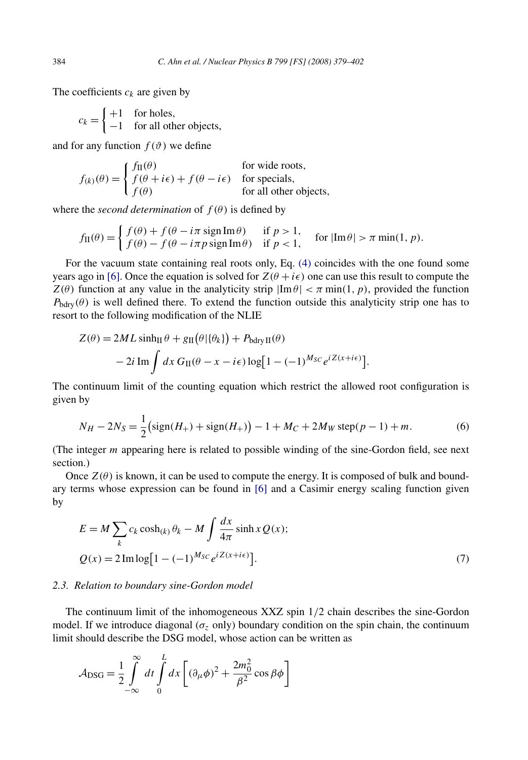The coefficients $c_k$ are given by

$$c_k = \begin{cases} +1 & \text{for holes,} \\ -1 & \text{for all other objects,} \end{cases}$$

and for any function $f(\vartheta)$ we define

$$f_{(k)}(\theta) = \begin{cases} f_{\mathrm{II}}(\theta) & \text{for wide roots,} \\ f(\theta + i\epsilon) + f(\theta - i\epsilon) & \text{for specials,} \\ f(\theta) & \text{for all other objects,} \end{cases}$$

where the *second determination* of $f(\theta)$ is defined by

$$f_{\mathrm{II}}(\theta) = \begin{cases} f(\theta) + f(\theta - i\pi \operatorname{sign} \operatorname{Im}\theta) & \text{if } p > 1, \\ f(\theta) - f(\theta - i\pi p \operatorname{sign} \operatorname{Im}\theta) & \text{if } p < 1, \end{cases} \quad \text{for } |\operatorname{Im}\theta| > \pi \min(1, p).$$

For the vacuum state containing real roots only, Eq. (4) coincides with the one found some years ago in [6]. Once the equation is solved for $Z(\theta + i\epsilon)$ one can use this result to compute the $Z(\theta)$ function at any value in the analyticity strip $|\operatorname{Im}\theta| < \pi \min(1, p)$, provided the function $P_{\mathrm{bdry}}(\theta)$ is well defined there. To extend the function outside this analyticity strip one has to resort to the following modification of the NLIE

$$\begin{aligned} Z(\theta) &= 2ML \sinh_{\mathrm{II}} \theta + g_{\mathrm{II}}\big(\theta|\{\theta_k\}\big) + P_{\mathrm{bdry\,II}}(\theta) \\ &\quad - 2i \operatorname{Im} \int dx \, G_{\mathrm{II}}(\theta - x - i\epsilon) \log\big[1 - (-1)^{M_{SC}} e^{iZ(x+i\epsilon)}\big]. \end{aligned}$$

The continuum limit of the counting equation which restrict the allowed root configuration is given by

$$N_H - 2N_S = \frac{1}{2}\big(\operatorname{sign}(H_+) + \operatorname{sign}(H_+)\big) - 1 + M_C + 2M_W \operatorname{step}(p - 1) + m. \tag{6}$$

(The integer $m$ appearing here is related to possible winding of the sine-Gordon field, see next section.)

Once $Z(\theta)$ is known, it can be used to compute the energy. It is composed of bulk and boundary terms whose expression can be found in [6] and a Casimir energy scaling function given by

$$\begin{aligned} E &= M \sum_k c_k \cosh_{(k)} \theta_k - M \int \frac{dx}{4\pi} \sinh x \, Q(x); \\ Q(x) &= 2 \operatorname{Im} \log\big[1 - (-1)^{M_{SC}} e^{iZ(x+i\epsilon)}\big]. \end{aligned} \tag{7}$$

### 2.3. Relation to boundary sine-Gordon model

The continuum limit of the inhomogeneous XXZ spin 1/2 chain describes the sine-Gordon model. If we introduce diagonal ($\sigma_z$ only) boundary condition on the spin chain, the continuum limit should describe the DSG model, whose action can be written as

$$\mathcal{A}_{\mathrm{DSG}} = \frac{1}{2} \int_{-\infty}^{\infty} dt \int_0^L dx \left[ (\partial_\mu \phi)^2 + \frac{2m_0^2}{\beta^2} \cos \beta\phi \right]$$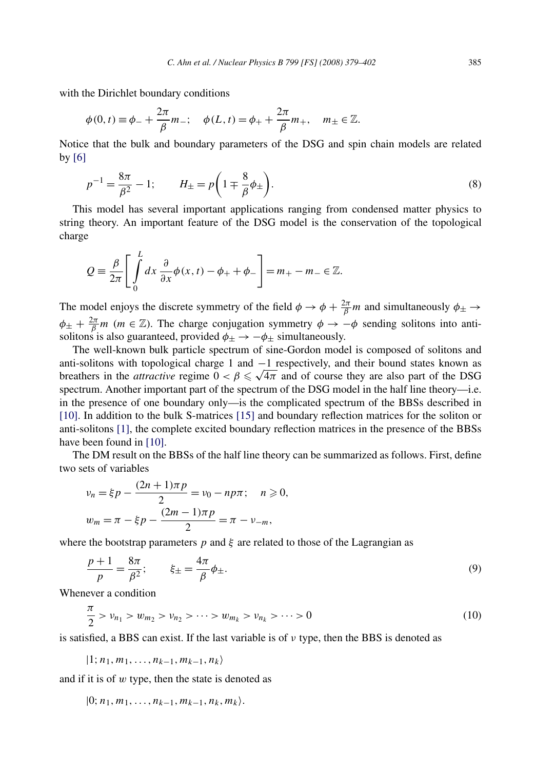with the Dirichlet boundary conditions

$$\phi(0,t) \equiv \phi_- + \frac{2\pi}{\beta} m_-; \quad \phi(L,t) = \phi_+ + \frac{2\pi}{\beta} m_+, \quad m_\pm \in \mathbb{Z}.$$

Notice that the bulk and boundary parameters of the DSG and spin chain models are related by [6]

$$p^{-1} = \frac{8\pi}{\beta^2} - 1; \qquad H_\pm = p\left(1 \mp \frac{8}{\beta}\phi_\pm\right). \tag{8}$$

This model has several important applications ranging from condensed matter physics to string theory. An important feature of the DSG model is the conservation of the topological charge

$$Q \equiv \frac{\beta}{2\pi}\left[\int_0^L dx \, \frac{\partial}{\partial x}\phi(x,t) - \phi_+ + \phi_-\right] = m_+ - m_- \in \mathbb{Z}.$$

The model enjoys the discrete symmetry of the field $\phi \to \phi + \frac{2\pi}{\beta} m$ and simultaneously $\phi_\pm \to \phi_\pm + \frac{2\pi}{\beta} m$ ($m \in \mathbb{Z}$). The charge conjugation symmetry $\phi \to -\phi$ sending solitons into anti-solitons is also guaranteed, provided $\phi_\pm \to -\phi_\pm$ simultaneously.

The well-known bulk particle spectrum of sine-Gordon model is composed of solitons and anti-solitons with topological charge 1 and $-1$ respectively, and their bound states known as breathers in the *attractive* regime $0 < \beta \leqslant \sqrt{4\pi}$ and of course they are also part of the DSG spectrum. Another important part of the spectrum of the DSG model in the half line theory—i.e. in the presence of one boundary only—is the complicated spectrum of the BBSs described in [10]. In addition to the bulk S-matrices [15] and boundary reflection matrices for the soliton or anti-solitons [1], the complete excited boundary reflection matrices in the presence of the BBSs have been found in [10].

The DM result on the BBSs of the half line theory can be summarized as follows. First, define two sets of variables

$$\nu_n = \xi p - \frac{(2n+1)\pi p}{2} = \nu_0 - np\pi; \quad n \geqslant 0,$$
$$w_m = \pi - \xi p - \frac{(2m-1)\pi p}{2} = \pi - \nu_{-m},$$

where the bootstrap parameters $p$ and $\xi$ are related to those of the Lagrangian as

$$\frac{p+1}{p} = \frac{8\pi}{\beta^2}; \qquad \xi_\pm = \frac{4\pi}{\beta}\phi_\pm. \tag{9}$$

Whenever a condition

$$\frac{\pi}{2} > \nu_{n_1} > w_{m_2} > \nu_{n_2} > \cdots > w_{m_k} > \nu_{n_k} > \cdots > 0 \tag{10}$$

is satisfied, a BBS can exist. If the last variable is of $\nu$ type, then the BBS is denoted as

$$|1; n_1, m_1, \ldots, n_{k-1}, m_{k-1}, n_k\rangle$$

and if it is of $w$ type, then the state is denoted as

$$|0; n_1, m_1, \ldots, n_{k-1}, m_{k-1}, n_k, m_k\rangle.$$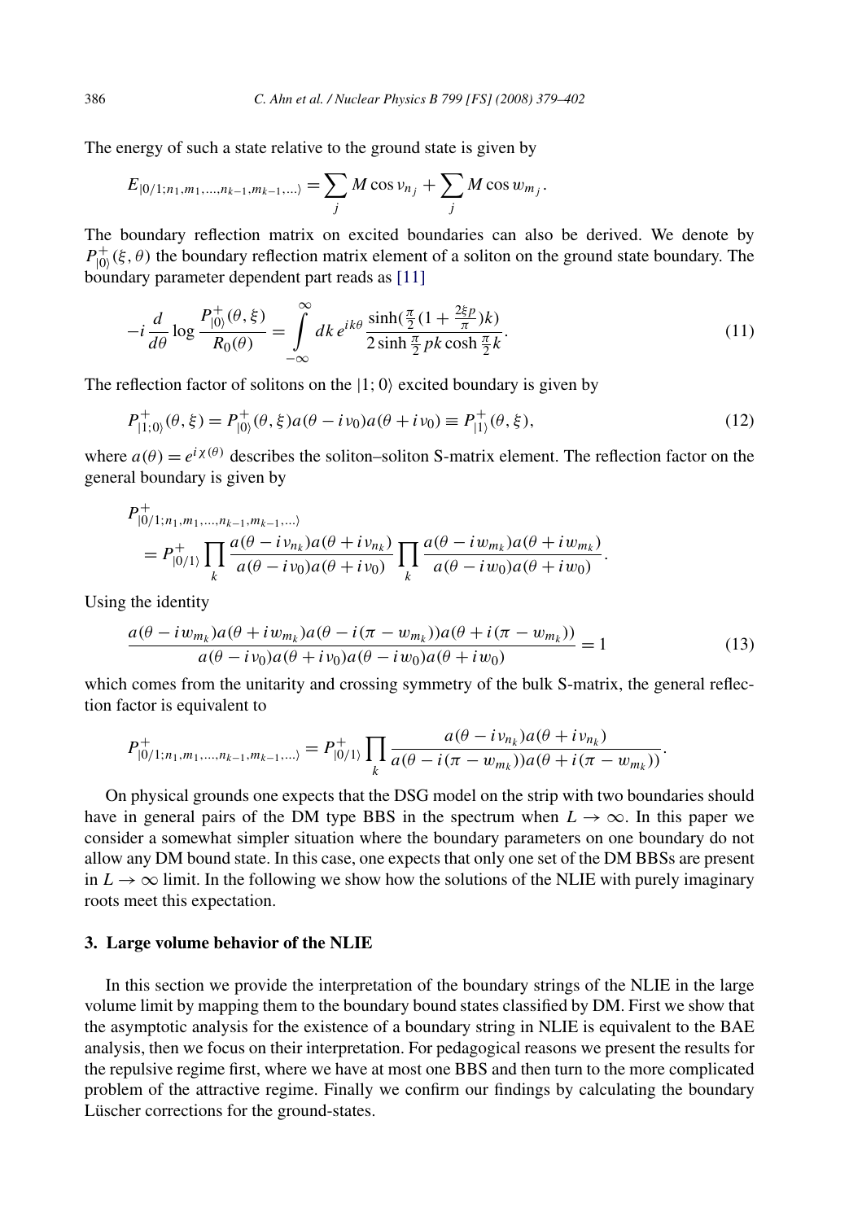The energy of such a state relative to the ground state is given by

$$E_{|0/1;n_1,m_1,\ldots,n_{k-1},m_{k-1},\ldots\rangle} = \sum_j M\cos\nu_{n_j} + \sum_j M\cos w_{m_j}.$$

The boundary reflection matrix on excited boundaries can also be derived. We denote by $P^+_{|0\rangle}(\xi,\theta)$ the boundary reflection matrix element of a soliton on the ground state boundary. The boundary parameter dependent part reads as [11]

$$-i\frac{d}{d\theta}\log\frac{P^+_{|0\rangle}(\theta,\xi)}{R_0(\theta)} = \int_{-\infty}^{\infty} dk\, e^{ik\theta}\frac{\sinh(\frac{\pi}{2}(1+\frac{2\xi p}{\pi})k)}{2\sinh\frac{\pi}{2}pk\cosh\frac{\pi}{2}k}. \tag{11}$$

The reflection factor of solitons on the $|1;0\rangle$ excited boundary is given by

$$P^+_{|1;0\rangle}(\theta,\xi) = P^+_{|0\rangle}(\theta,\xi)a(\theta-i\nu_0)a(\theta+i\nu_0) \equiv P^+_{|1\rangle}(\theta,\xi), \tag{12}$$

where $a(\theta) = e^{i\chi(\theta)}$ describes the soliton–soliton S-matrix element. The reflection factor on the general boundary is given by

$$\begin{aligned}
&P^+_{|0/1;n_1,m_1,\ldots,n_{k-1},m_{k-1},\ldots\rangle} \\
&\quad = P^+_{|0/1\rangle}\prod_k\frac{a(\theta-i\nu_{n_k})a(\theta+i\nu_{n_k})}{a(\theta-i\nu_0)a(\theta+i\nu_0)}\prod_k\frac{a(\theta-iw_{m_k})a(\theta+iw_{m_k})}{a(\theta-iw_0)a(\theta+iw_0)}.
\end{aligned}$$

Using the identity

$$\frac{a(\theta-iw_{m_k})a(\theta+iw_{m_k})a(\theta-i(\pi-w_{m_k}))a(\theta+i(\pi-w_{m_k}))}{a(\theta-i\nu_0)a(\theta+i\nu_0)a(\theta-iw_0)a(\theta+iw_0)} = 1 \tag{13}$$

which comes from the unitarity and crossing symmetry of the bulk S-matrix, the general reflection factor is equivalent to

$$P^+_{|0/1;n_1,m_1,\ldots,n_{k-1},m_{k-1},\ldots\rangle} = P^+_{|0/1\rangle}\prod_k\frac{a(\theta-i\nu_{n_k})a(\theta+i\nu_{n_k})}{a(\theta-i(\pi-w_{m_k}))a(\theta+i(\pi-w_{m_k}))}.$$

On physical grounds one expects that the DSG model on the strip with two boundaries should have in general pairs of the DM type BBS in the spectrum when $L\to\infty$. In this paper we consider a somewhat simpler situation where the boundary parameters on one boundary do not allow any DM bound state. In this case, one expects that only one set of the DM BBSs are present in $L\to\infty$ limit. In the following we show how the solutions of the NLIE with purely imaginary roots meet this expectation.

## 3. Large volume behavior of the NLIE

In this section we provide the interpretation of the boundary strings of the NLIE in the large volume limit by mapping them to the boundary bound states classified by DM. First we show that the asymptotic analysis for the existence of a boundary string in NLIE is equivalent to the BAE analysis, then we focus on their interpretation. For pedagogical reasons we present the results for the repulsive regime first, where we have at most one BBS and then turn to the more complicated problem of the attractive regime. Finally we confirm our findings by calculating the boundary Lüscher corrections for the ground-states.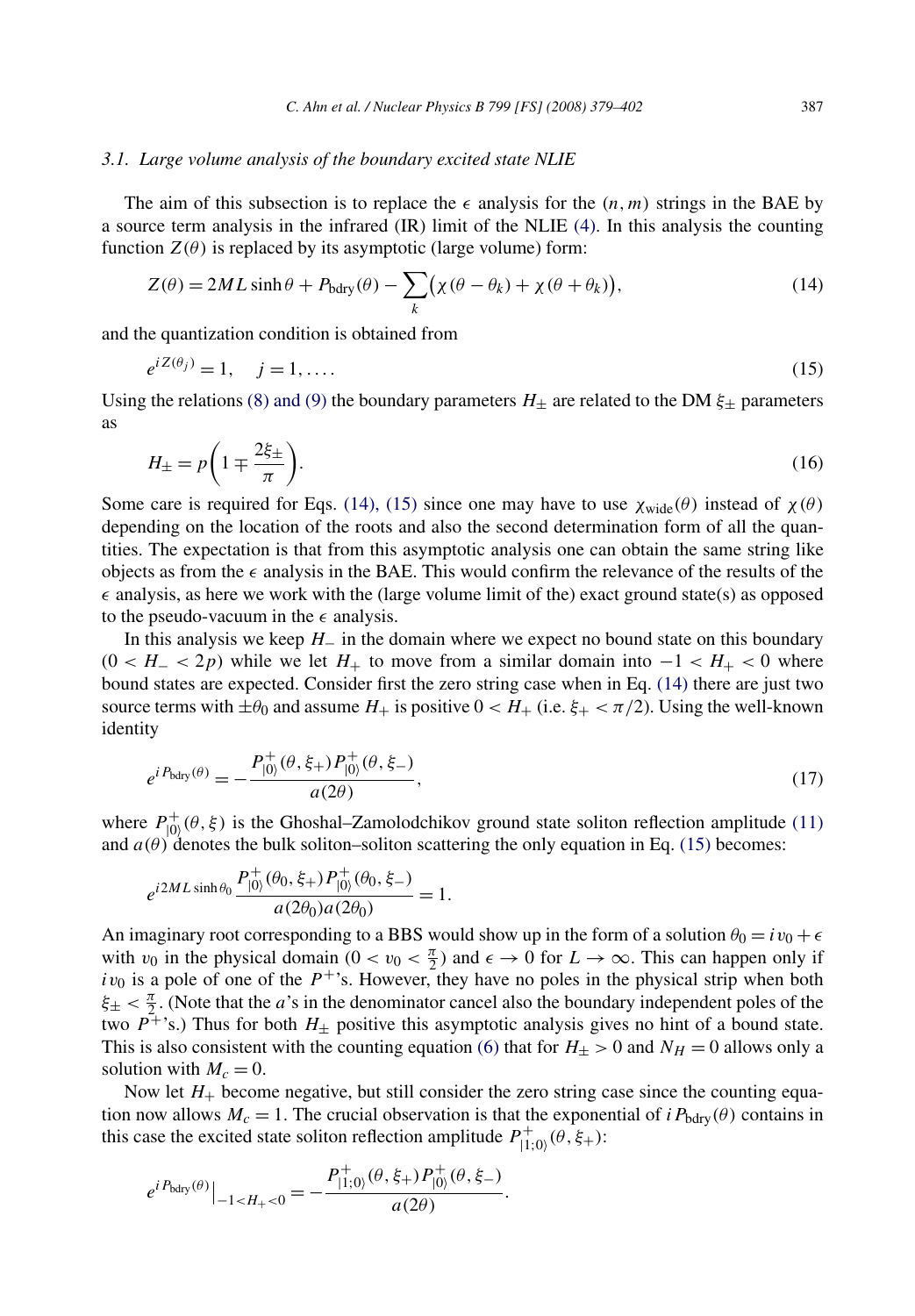### 3.1. Large volume analysis of the boundary excited state NLIE

The aim of this subsection is to replace the $\epsilon$ analysis for the $(n, m)$ strings in the BAE by a source term analysis in the infrared (IR) limit of the NLIE (4). In this analysis the counting function $Z(\theta)$ is replaced by its asymptotic (large volume) form:

$$Z(\theta) = 2ML\sinh\theta + P_{\text{bdry}}(\theta) - \sum_k \big(\chi(\theta - \theta_k) + \chi(\theta + \theta_k)\big), \tag{14}$$

and the quantization condition is obtained from

$$e^{iZ(\theta_j)} = 1, \quad j = 1, \ldots. \tag{15}$$

Using the relations (8) and (9) the boundary parameters $H_\pm$ are related to the DM $\xi_\pm$ parameters as

$$H_\pm = p\left(1 \mp \frac{2\xi_\pm}{\pi}\right). \tag{16}$$

Some care is required for Eqs. (14), (15) since one may have to use $\chi_{\text{wide}}(\theta)$ instead of $\chi(\theta)$ depending on the location of the roots and also the second determination form of all the quantities. The expectation is that from this asymptotic analysis one can obtain the same string like objects as from the $\epsilon$ analysis in the BAE. This would confirm the relevance of the results of the $\epsilon$ analysis, as here we work with the (large volume limit of the) exact ground state(s) as opposed to the pseudo-vacuum in the $\epsilon$ analysis.

In this analysis we keep $H_-$ in the domain where we expect no bound state on this boundary ($0 < H_- < 2p$) while we let $H_+$ to move from a similar domain into $-1 < H_+ < 0$ where bound states are expected. Consider first the zero string case when in Eq. (14) there are just two source terms with $\pm\theta_0$ and assume $H_+$ is positive $0 < H_+$ (i.e. $\xi_+ < \pi/2$). Using the well-known identity

$$e^{iP_{\text{bdry}}(\theta)} = -\frac{P^+_{|0\rangle}(\theta, \xi_+)P^+_{|0\rangle}(\theta, \xi_-)}{a(2\theta)}, \tag{17}$$

where $P^+_{|0\rangle}(\theta, \xi)$ is the Ghoshal–Zamolodchikov ground state soliton reflection amplitude (11) and $a(\theta)$ denotes the bulk soliton–soliton scattering the only equation in Eq. (15) becomes:

$$e^{i2ML\sinh\theta_0}\frac{P^+_{|0\rangle}(\theta_0, \xi_+)P^+_{|0\rangle}(\theta_0, \xi_-)}{a(2\theta_0)a(2\theta_0)} = 1.$$

An imaginary root corresponding to a BBS would show up in the form of a solution $\theta_0 = iv_0 + \epsilon$ with $v_0$ in the physical domain ($0 < v_0 < \frac{\pi}{2}$) and $\epsilon \to 0$ for $L \to \infty$. This can happen only if $iv_0$ is a pole of one of the $P^+$'s. However, they have no poles in the physical strip when both $\xi_\pm < \frac{\pi}{2}$. (Note that the $a$'s in the denominator cancel also the boundary independent poles of the two $P^+$'s.) Thus for both $H_\pm$ positive this asymptotic analysis gives no hint of a bound state. This is also consistent with the counting equation (6) that for $H_\pm > 0$ and $N_H = 0$ allows only a solution with $M_c = 0$.

Now let $H_+$ become negative, but still consider the zero string case since the counting equation now allows $M_c = 1$. The crucial observation is that the exponential of $iP_{\text{bdry}}(\theta)$ contains in this case the excited state soliton reflection amplitude $P^+_{|1;0\rangle}(\theta, \xi_+)$:

$$e^{iP_{\text{bdry}}(\theta)}\Big|_{-1<H_+<0} = -\frac{P^+_{|1;0\rangle}(\theta, \xi_+)P^+_{|0\rangle}(\theta, \xi_-)}{a(2\theta)}.$$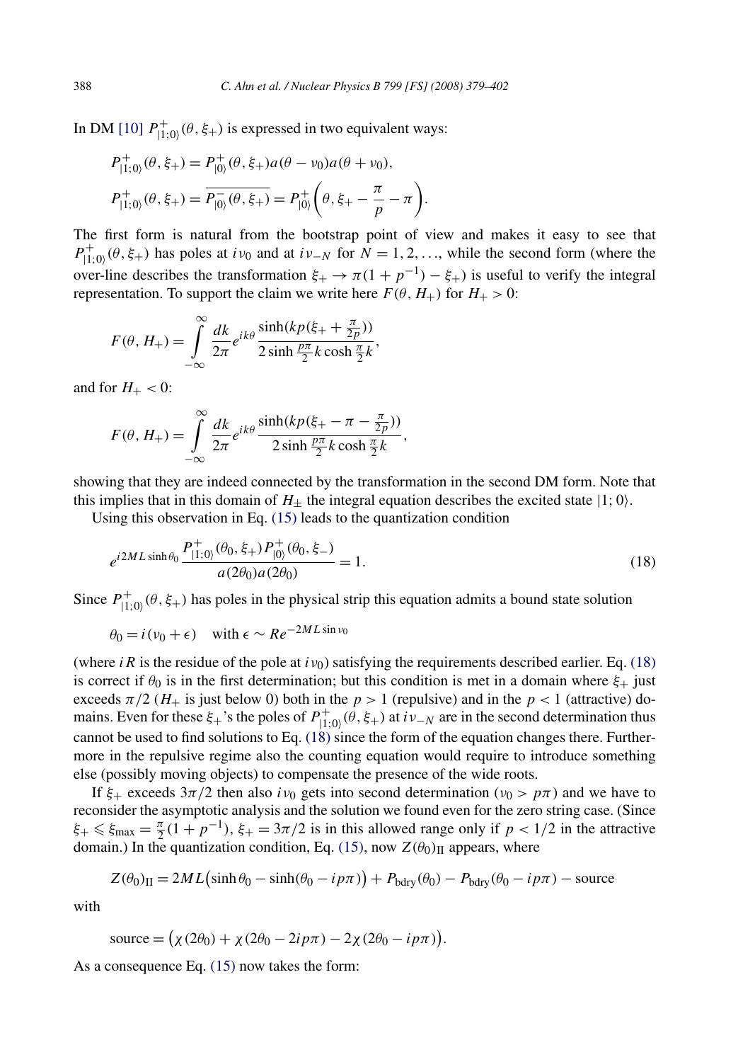In DM [10] $P^+_{|1;0\rangle}(\theta,\xi_+)$ is expressed in two equivalent ways:

$$P^+_{|1;0\rangle}(\theta,\xi_+) = P^+_{|0\rangle}(\theta,\xi_+)a(\theta-\nu_0)a(\theta+\nu_0),$$
$$P^+_{|1;0\rangle}(\theta,\xi_+) = \overline{P^-_{|0\rangle}(\theta,\xi_+)} = P^+_{|0\rangle}\left(\theta,\xi_+-\frac{\pi}{p}-\pi\right).$$

The first form is natural from the bootstrap point of view and makes it easy to see that $P^+_{|1;0\rangle}(\theta,\xi_+)$ has poles at $i\nu_0$ and at $i\nu_{-N}$ for $N=1,2,\ldots$, while the second form (where the over-line describes the transformation $\xi_+ \to \pi(1+p^{-1})-\xi_+$) is useful to verify the integral representation. To support the claim we write here $F(\theta,H_+)$ for $H_+>0$:

$$F(\theta,H_+) = \int_{-\infty}^{\infty}\frac{dk}{2\pi}e^{ik\theta}\frac{\sinh(kp(\xi_+ + \frac{\pi}{2p}))}{2\sinh\frac{p\pi}{2}k\cosh\frac{\pi}{2}k},$$

and for $H_+<0$:

$$F(\theta,H_+) = \int_{-\infty}^{\infty}\frac{dk}{2\pi}e^{ik\theta}\frac{\sinh(kp(\xi_+ - \pi - \frac{\pi}{2p}))}{2\sinh\frac{p\pi}{2}k\cosh\frac{\pi}{2}k},$$

showing that they are indeed connected by the transformation in the second DM form. Note that this implies that in this domain of $H_\pm$ the integral equation describes the excited state $|1;0\rangle$.

Using this observation in Eq. (15) leads to the quantization condition

$$e^{i2ML\sinh\theta_0}\frac{P^+_{|1;0\rangle}(\theta_0,\xi_+)P^+_{|0\rangle}(\theta_0,\xi_-)}{a(2\theta_0)a(2\theta_0)} = 1. \tag{18}$$

Since $P^+_{|1;0\rangle}(\theta,\xi_+)$ has poles in the physical strip this equation admits a bound state solution

$$\theta_0 = i(\nu_0+\epsilon) \quad \text{with } \epsilon \sim Re^{-2ML\sin\nu_0}$$

(where $iR$ is the residue of the pole at $i\nu_0$) satisfying the requirements described earlier. Eq. (18) is correct if $\theta_0$ is in the first determination; but this condition is met in a domain where $\xi_+$ just exceeds $\pi/2$ ($H_+$ is just below 0) both in the $p>1$ (repulsive) and in the $p<1$ (attractive) domains. Even for these $\xi_+$'s the poles of $P^+_{|1;0\rangle}(\theta,\xi_+)$ at $i\nu_{-N}$ are in the second determination thus cannot be used to find solutions to Eq. (18) since the form of the equation changes there. Furthermore in the repulsive regime also the counting equation would require to introduce something else (possibly moving objects) to compensate the presence of the wide roots.

If $\xi_+$ exceeds $3\pi/2$ then also $i\nu_0$ gets into second determination ($\nu_0>p\pi$) and we have to reconsider the asymptotic analysis and the solution we found even for the zero string case. (Since $\xi_+ \leqslant \xi_{\max} = \frac{\pi}{2}(1+p^{-1})$, $\xi_+ = 3\pi/2$ is in this allowed range only if $p<1/2$ in the attractive domain.) In the quantization condition, Eq. (15), now $Z(\theta_0)_{\mathrm{II}}$ appears, where

$$Z(\theta_0)_{\mathrm{II}} = 2ML\big(\sinh\theta_0 - \sinh(\theta_0 - ip\pi)\big) + P_{\mathrm{bdry}}(\theta_0) - P_{\mathrm{bdry}}(\theta_0 - ip\pi) - \text{source}$$

with

$$\text{source} = \big(\chi(2\theta_0) + \chi(2\theta_0 - 2ip\pi) - 2\chi(2\theta_0 - ip\pi)\big).$$

As a consequence Eq. (15) now takes the form: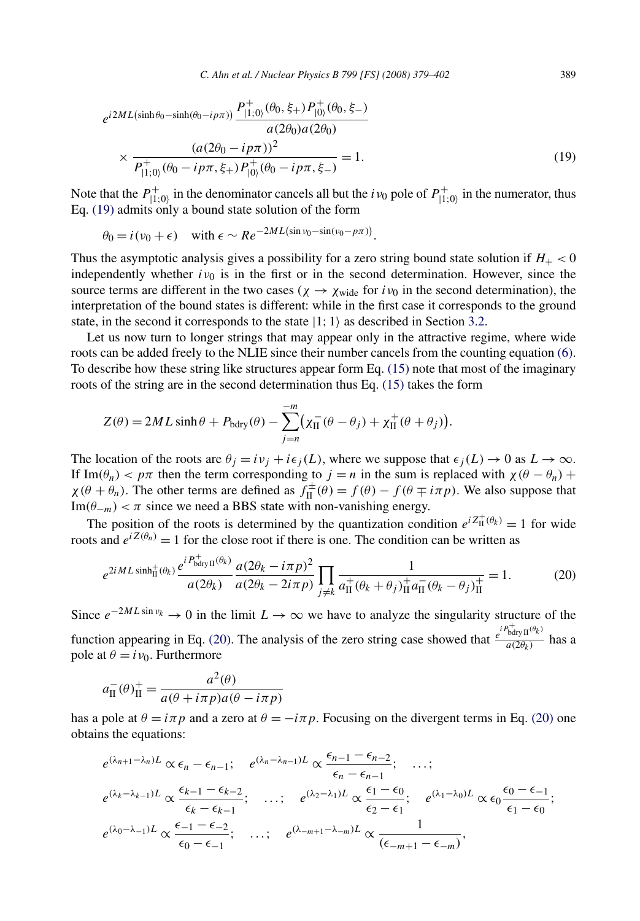$$e^{i2ML(\sinh\theta_0-\sinh(\theta_0-ip\pi))}\frac{P^+_{|1;0\rangle}(\theta_0,\xi_+)P^+_{|0\rangle}(\theta_0,\xi_-)}{a(2\theta_0)a(2\theta_0)}$$
$$\times\frac{(a(2\theta_0-ip\pi))^2}{P^+_{|1;0\rangle}(\theta_0-ip\pi,\xi_+)P^+_{|0\rangle}(\theta_0-ip\pi,\xi_-)}=1. \tag{19}$$

Note that the $P^+_{|1;0\rangle}$ in the denominator cancels all but the $i\nu_0$ pole of $P^+_{|1;0\rangle}$ in the numerator, thus Eq. (19) admits only a bound state solution of the form

$$\theta_0=i(\nu_0+\epsilon)\quad\text{with } \epsilon\sim Re^{-2ML(\sin\nu_0-\sin(\nu_0-p\pi))}.$$

Thus the asymptotic analysis gives a possibility for a zero string bound state solution if $H_+<0$ independently whether $i\nu_0$ is in the first or in the second determination. However, since the source terms are different in the two cases ($\chi\to\chi_{\text{wide}}$ for $i\nu_0$ in the second determination), the interpretation of the bound states is different: while in the first case it corresponds to the ground state, in the second it corresponds to the state $|1;1\rangle$ as described in Section 3.2.

Let us now turn to longer strings that may appear only in the attractive regime, where wide roots can be added freely to the NLIE since their number cancels from the counting equation (6). To describe how these string like structures appear form Eq. (15) note that most of the imaginary roots of the string are in the second determination thus Eq. (15) takes the form

$$Z(\theta)=2ML\sinh\theta+P_{\text{bdry}}(\theta)-\sum_{j=n}^{-m}\left(\chi^-_{\text{II}}(\theta-\theta_j)+\chi^+_{\text{II}}(\theta+\theta_j)\right).$$

The location of the roots are $\theta_j=i\nu_j+i\epsilon_j(L)$, where we suppose that $\epsilon_j(L)\to 0$ as $L\to\infty$. If $\text{Im}(\theta_n)<p\pi$ then the term corresponding to $j=n$ in the sum is replaced with $\chi(\theta-\theta_n)+\chi(\theta+\theta_n)$. The other terms are defined as $f^\pm_{\text{II}}(\theta)=f(\theta)-f(\theta\mp i\pi p)$. We also suppose that $\text{Im}(\theta_{-m})<\pi$ since we need a BBS state with non-vanishing energy.

The position of the roots is determined by the quantization condition $e^{iZ^+_{\text{II}}(\theta_k)}=1$ for wide roots and $e^{iZ(\theta_n)}=1$ for the close root if there is one. The condition can be written as

$$e^{2iML\sinh^+_{\text{II}}(\theta_k)}\frac{e^{iP^+_{\text{bdry II}}(\theta_k)}}{a(2\theta_k)}\frac{a(2\theta_k-i\pi p)^2}{a(2\theta_k-2i\pi p)}\prod_{j\neq k}\frac{1}{a^+_{\text{II}}(\theta_k+\theta_j)^+_{\text{II}}a^-_{\text{II}}(\theta_k-\theta_j)^+_{\text{II}}}=1. \tag{20}$$

Since $e^{-2ML\sin\nu_k}\to 0$ in the limit $L\to\infty$ we have to analyze the singularity structure of the function appearing in Eq. (20). The analysis of the zero string case showed that $\frac{e^{iP^+_{\text{bdry II}}(\theta_k)}}{a(2\theta_k)}$ has a pole at $\theta=i\nu_0$. Furthermore

$$a^-_{\text{II}}(\theta)^+_{\text{II}}=\frac{a^2(\theta)}{a(\theta+i\pi p)a(\theta-i\pi p)}$$

has a pole at $\theta=i\pi p$ and a zero at $\theta=-i\pi p$. Focusing on the divergent terms in Eq. (20) one obtains the equations:

$$e^{(\lambda_{n+1}-\lambda_n)L}\propto\epsilon_n-\epsilon_{n-1};\quad e^{(\lambda_n-\lambda_{n-1})L}\propto\frac{\epsilon_{n-1}-\epsilon_{n-2}}{\epsilon_n-\epsilon_{n-1}};\quad\ldots;$$
$$e^{(\lambda_k-\lambda_{k-1})L}\propto\frac{\epsilon_{k-1}-\epsilon_{k-2}}{\epsilon_k-\epsilon_{k-1}};\quad\ldots;\quad e^{(\lambda_2-\lambda_1)L}\propto\frac{\epsilon_1-\epsilon_0}{\epsilon_2-\epsilon_1};\quad e^{(\lambda_1-\lambda_0)L}\propto\epsilon_0\frac{\epsilon_0-\epsilon_{-1}}{\epsilon_1-\epsilon_0};$$
$$e^{(\lambda_0-\lambda_{-1})L}\propto\frac{\epsilon_{-1}-\epsilon_{-2}}{\epsilon_0-\epsilon_{-1}};\quad\ldots;\quad e^{(\lambda_{-m+1}-\lambda_{-m})L}\propto\frac{1}{(\epsilon_{-m+1}-\epsilon_{-m})},$$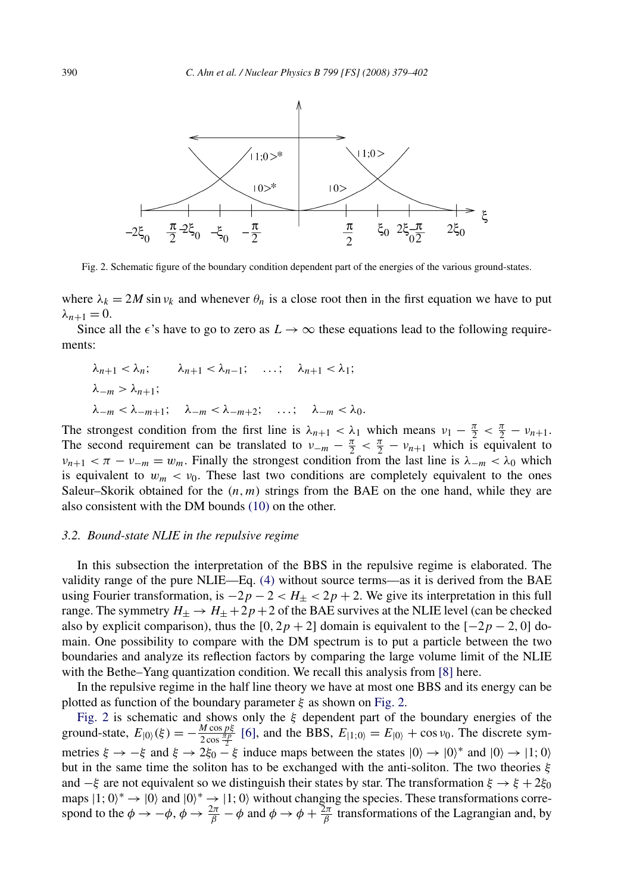Fig. 2. Schematic figure of the boundary condition dependent part of the energies of the various ground-states.

where $\lambda_k = 2M \sin \nu_k$ and whenever $\theta_n$ is a close root then in the first equation we have to put $\lambda_{n+1} = 0$.

Since all the $\epsilon$'s have to go to zero as $L \to \infty$ these equations lead to the following requirements:

$$\lambda_{n+1} < \lambda_n; \qquad \lambda_{n+1} < \lambda_{n-1}; \quad \ldots; \quad \lambda_{n+1} < \lambda_1;$$

$$\lambda_{-m} > \lambda_{n+1};$$

$$\lambda_{-m} < \lambda_{-m+1}; \quad \lambda_{-m} < \lambda_{-m+2}; \quad \ldots; \quad \lambda_{-m} < \lambda_0.$$

The strongest condition from the first line is $\lambda_{n+1} < \lambda_1$ which means $\nu_1 - \frac{\pi}{2} < \frac{\pi}{2} - \nu_{n+1}$. The second requirement can be translated to $\nu_{-m} - \frac{\pi}{2} < \frac{\pi}{2} - \nu_{n+1}$ which is equivalent to $\nu_{n+1} < \pi - \nu_{-m} = w_m$. Finally the strongest condition from the last line is $\lambda_{-m} < \lambda_0$ which is equivalent to $w_m < \nu_0$. These last two conditions are completely equivalent to the ones Saleur–Skorik obtained for the $(n, m)$ strings from the BAE on the one hand, while they are also consistent with the DM bounds (10) on the other.

### 3.2. Bound-state NLIE in the repulsive regime

In this subsection the interpretation of the BBS in the repulsive regime is elaborated. The validity range of the pure NLIE—Eq. (4) without source terms—as it is derived from the BAE using Fourier transformation, is $-2p - 2 < H_\pm < 2p + 2$. We give its interpretation in this full range. The symmetry $H_\pm \to H_\pm + 2p + 2$ of the BAE survives at the NLIE level (can be checked also by explicit comparison), thus the $[0, 2p + 2]$ domain is equivalent to the $[-2p - 2, 0]$ domain. One possibility to compare with the DM spectrum is to put a particle between the two boundaries and analyze its reflection factors by comparing the large volume limit of the NLIE with the Bethe–Yang quantization condition. We recall this analysis from [8] here.

In the repulsive regime in the half line theory we have at most one BBS and its energy can be plotted as function of the boundary parameter $\xi$ as shown on Fig. 2.

Fig. 2 is schematic and shows only the $\xi$ dependent part of the boundary energies of the ground-state, $E_{|0\rangle}(\xi) = -\frac{M \cos p\xi}{2 \cos \frac{\pi p}{2}}$ [6], and the BBS, $E_{|1;0\rangle} = E_{|0\rangle} + \cos \nu_0$. The discrete symmetries $\xi \to -\xi$ and $\xi \to 2\xi_0 - \xi$ induce maps between the states $|0\rangle \to |0\rangle^*$ and $|0\rangle \to |1; 0\rangle$ but in the same time the soliton has to be exchanged with the anti-soliton. The two theories $\xi$ and $-\xi$ are not equivalent so we distinguish their states by star. The transformation $\xi \to \xi + 2\xi_0$ maps $|1; 0\rangle^* \to |0\rangle$ and $|0\rangle^* \to |1; 0\rangle$ without changing the species. These transformations correspond to the $\phi \to -\phi$, $\phi \to \frac{2\pi}{\beta} - \phi$ and $\phi \to \phi + \frac{2\pi}{\beta}$ transformations of the Lagrangian and, by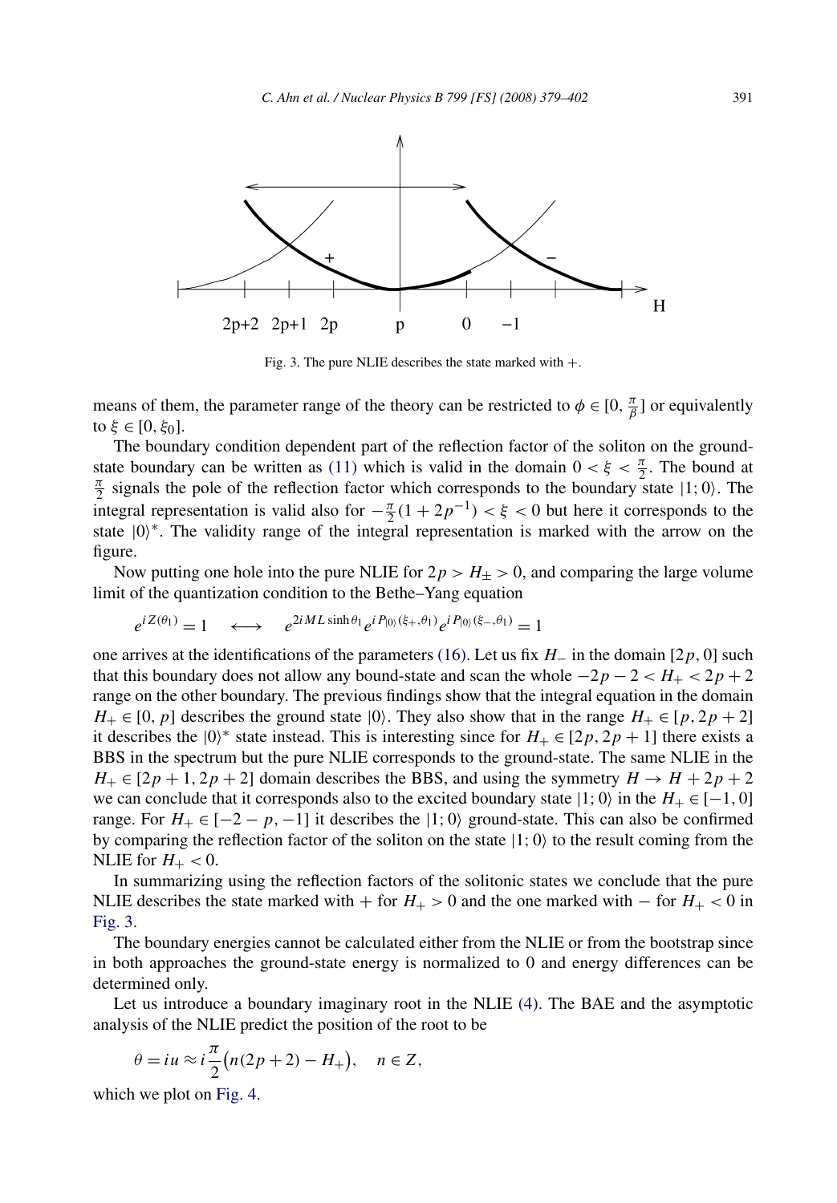Fig. 3. The pure NLIE describes the state marked with $+$.

means of them, the parameter range of the theory can be restricted to $\phi \in [0, \frac{\pi}{\beta}]$ or equivalently to $\xi \in [0, \xi_0]$.

The boundary condition dependent part of the reflection factor of the soliton on the ground-state boundary can be written as (11) which is valid in the domain $0 < \xi < \frac{\pi}{2}$. The bound at $\frac{\pi}{2}$ signals the pole of the reflection factor which corresponds to the boundary state $|1;0\rangle$. The integral representation is valid also for $-\frac{\pi}{2}(1 + 2p^{-1}) < \xi < 0$ but here it corresponds to the state $|0\rangle^*$. The validity range of the integral representation is marked with the arrow on the figure.

Now putting one hole into the pure NLIE for $2p > H_\pm > 0$, and comparing the large volume limit of the quantization condition to the Bethe–Yang equation

$$e^{iZ(\theta_1)} = 1 \quad \longleftrightarrow \quad e^{2iML\sinh\theta_1} e^{iP_{|0\rangle}(\xi_+,\theta_1)} e^{iP_{|0\rangle}(\xi_-,\theta_1)} = 1$$

one arrives at the identifications of the parameters (16). Let us fix $H_-$ in the domain $[2p, 0]$ such that this boundary does not allow any bound-state and scan the whole $-2p - 2 < H_+ < 2p + 2$ range on the other boundary. The previous findings show that the integral equation in the domain $H_+ \in [0, p]$ describes the ground state $|0\rangle$. They also show that in the range $H_+ \in [p, 2p + 2]$ it describes the $|0\rangle^*$ state instead. This is interesting since for $H_+ \in [2p, 2p + 1]$ there exists a BBS in the spectrum but the pure NLIE corresponds to the ground-state. The same NLIE in the $H_+ \in [2p + 1, 2p + 2]$ domain describes the BBS, and using the symmetry $H \to H + 2p + 2$ we can conclude that it corresponds also to the excited boundary state $|1;0\rangle$ in the $H_+ \in [-1, 0]$ range. For $H_+ \in [-2 - p, -1]$ it describes the $|1;0\rangle$ ground-state. This can also be confirmed by comparing the reflection factor of the soliton on the state $|1;0\rangle$ to the result coming from the NLIE for $H_+ < 0$.

In summarizing using the reflection factors of the solitonic states we conclude that the pure NLIE describes the state marked with $+$ for $H_+ > 0$ and the one marked with $-$ for $H_+ < 0$ in Fig. 3.

The boundary energies cannot be calculated either from the NLIE or from the bootstrap since in both approaches the ground-state energy is normalized to 0 and energy differences can be determined only.

Let us introduce a boundary imaginary root in the NLIE (4). The BAE and the asymptotic analysis of the NLIE predict the position of the root to be

$$\theta = iu \approx i\frac{\pi}{2}\big(n(2p + 2) - H_+\big), \quad n \in Z,$$

which we plot on Fig. 4.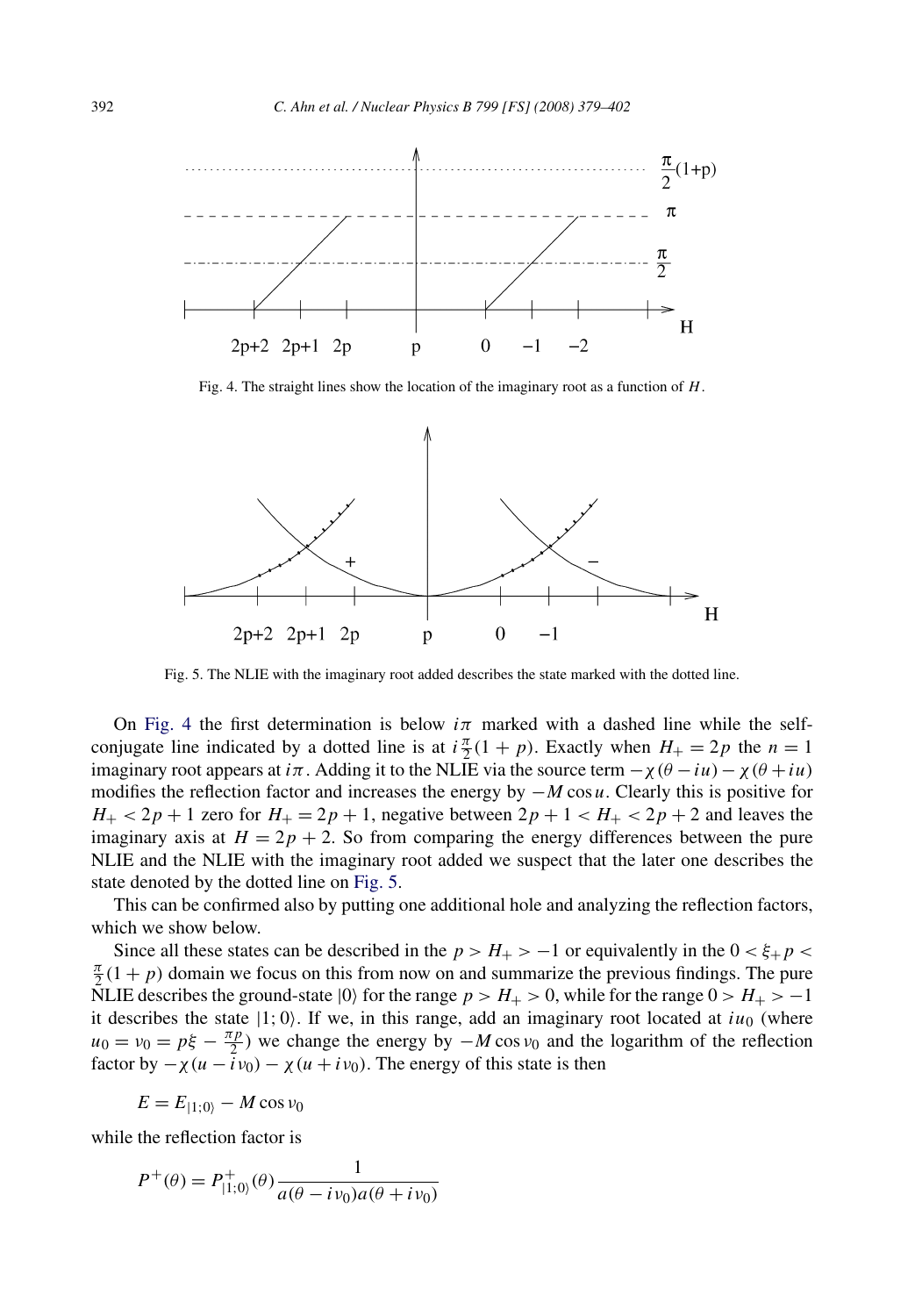Fig. 4. The straight lines show the location of the imaginary root as a function of $H$.

Fig. 5. The NLIE with the imaginary root added describes the state marked with the dotted line.

On Fig. 4 the first determination is below $i\pi$ marked with a dashed line while the self-conjugate line indicated by a dotted line is at $i\frac{\pi}{2}(1+p)$. Exactly when $H_+ = 2p$ the $n=1$ imaginary root appears at $i\pi$. Adding it to the NLIE via the source term $-\chi(\theta - iu) - \chi(\theta + iu)$ modifies the reflection factor and increases the energy by $-M\cos u$. Clearly this is positive for $H_+ < 2p+1$ zero for $H_+ = 2p+1$, negative between $2p+1 < H_+ < 2p+2$ and leaves the imaginary axis at $H = 2p+2$. So from comparing the energy differences between the pure NLIE and the NLIE with the imaginary root added we suspect that the later one describes the state denoted by the dotted line on Fig. 5.

This can be confirmed also by putting one additional hole and analyzing the reflection factors, which we show below.

Since all these states can be described in the $p > H_+ > -1$ or equivalently in the $0 < \xi_+ p < \frac{\pi}{2}(1+p)$ domain we focus on this from now on and summarize the previous findings. The pure NLIE describes the ground-state $|0\rangle$ for the range $p > H_+ > 0$, while for the range $0 > H_+ > -1$ it describes the state $|1;0\rangle$. If we, in this range, add an imaginary root located at $iu_0$ (where $u_0 = \nu_0 = p\xi - \frac{\pi p}{2}$) we change the energy by $-M\cos\nu_0$ and the logarithm of the reflection factor by $-\chi(u - i\nu_0) - \chi(u + i\nu_0)$. The energy of this state is then

$$E = E_{|1;0\rangle} - M\cos\nu_0$$

while the reflection factor is

$$P^+(\theta) = P^+_{|1;0\rangle}(\theta)\frac{1}{a(\theta - i\nu_0)a(\theta + i\nu_0)}$$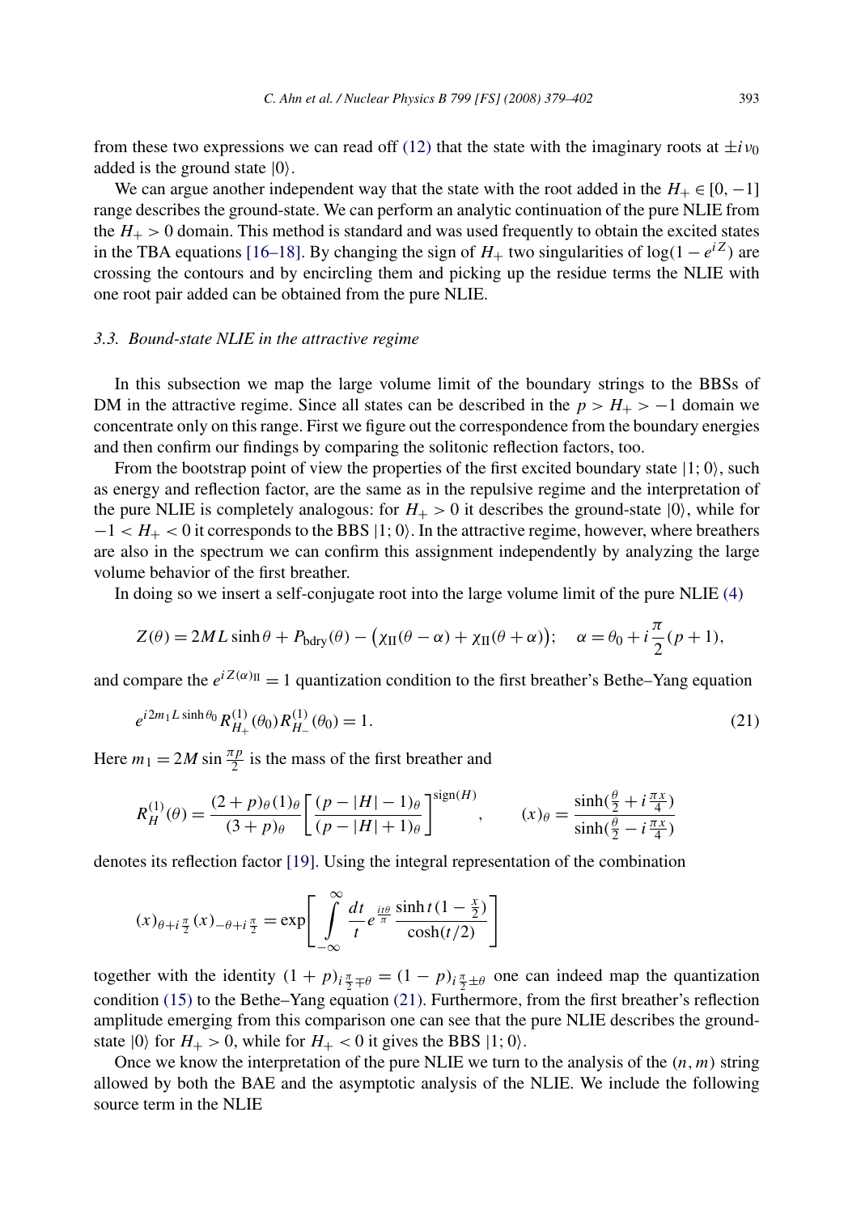from these two expressions we can read off (12) that the state with the imaginary roots at $\pm i\nu_0$ added is the ground state $|0\rangle$.

We can argue another independent way that the state with the root added in the $H_+ \in [0, -1]$ range describes the ground-state. We can perform an analytic continuation of the pure NLIE from the $H_+ > 0$ domain. This method is standard and was used frequently to obtain the excited states in the TBA equations [16–18]. By changing the sign of $H_+$ two singularities of $\log(1 - e^{iZ})$ are crossing the contours and by encircling them and picking up the residue terms the NLIE with one root pair added can be obtained from the pure NLIE.

### *3.3. Bound-state NLIE in the attractive regime*

In this subsection we map the large volume limit of the boundary strings to the BBSs of DM in the attractive regime. Since all states can be described in the $p > H_+ > -1$ domain we concentrate only on this range. First we figure out the correspondence from the boundary energies and then confirm our findings by comparing the solitonic reflection factors, too.

From the bootstrap point of view the properties of the first excited boundary state $|1; 0\rangle$, such as energy and reflection factor, are the same as in the repulsive regime and the interpretation of the pure NLIE is completely analogous: for $H_+ > 0$ it describes the ground-state $|0\rangle$, while for $-1 < H_+ < 0$ it corresponds to the BBS $|1; 0\rangle$. In the attractive regime, however, where breathers are also in the spectrum we can confirm this assignment independently by analyzing the large volume behavior of the first breather.

In doing so we insert a self-conjugate root into the large volume limit of the pure NLIE (4)

$$
Z(\theta) = 2ML\sinh\theta + P_{\text{bdry}}(\theta) - \big(\chi_{\text{II}}(\theta - \alpha) + \chi_{\text{II}}(\theta + \alpha)\big); \quad \alpha = \theta_0 + i\frac{\pi}{2}(p + 1),
$$

and compare the $e^{iZ(\alpha)_{\text{II}}} = 1$ quantization condition to the first breather's Bethe–Yang equation

$$
e^{i2m_1 L\sinh\theta_0} R^{(1)}_{H_+}(\theta_0) R^{(1)}_{H_-}(\theta_0) = 1. \tag{21}
$$

Here $m_1 = 2M\sin\frac{\pi p}{2}$ is the mass of the first breather and

$$
R^{(1)}_H(\theta) = \frac{(2+p)_\theta (1)_\theta}{(3+p)_\theta}\left[\frac{(p - |H| - 1)_\theta}{(p - |H| + 1)_\theta}\right]^{\text{sign}(H)}, \qquad (x)_\theta = \frac{\sinh(\frac{\theta}{2} + i\frac{\pi x}{4})}{\sinh(\frac{\theta}{2} - i\frac{\pi x}{4})}
$$

denotes its reflection factor [19]. Using the integral representation of the combination

$$
(x)_{\theta + i\frac{\pi}{2}} (x)_{-\theta + i\frac{\pi}{2}} = \exp\left[\int_{-\infty}^{\infty} \frac{dt}{t} e^{\frac{it\theta}{\pi}} \frac{\sinh t(1 - \frac{x}{2})}{\cosh(t/2)}\right]
$$

together with the identity $(1 + p)_{i\frac{\pi}{2}\mp\theta} = (1 - p)_{i\frac{\pi}{2}\pm\theta}$ one can indeed map the quantization condition (15) to the Bethe–Yang equation (21). Furthermore, from the first breather's reflection amplitude emerging from this comparison one can see that the pure NLIE describes the ground-state $|0\rangle$ for $H_+ > 0$, while for $H_+ < 0$ it gives the BBS $|1; 0\rangle$.

Once we know the interpretation of the pure NLIE we turn to the analysis of the $(n, m)$ string allowed by both the BAE and the asymptotic analysis of the NLIE. We include the following source term in the NLIE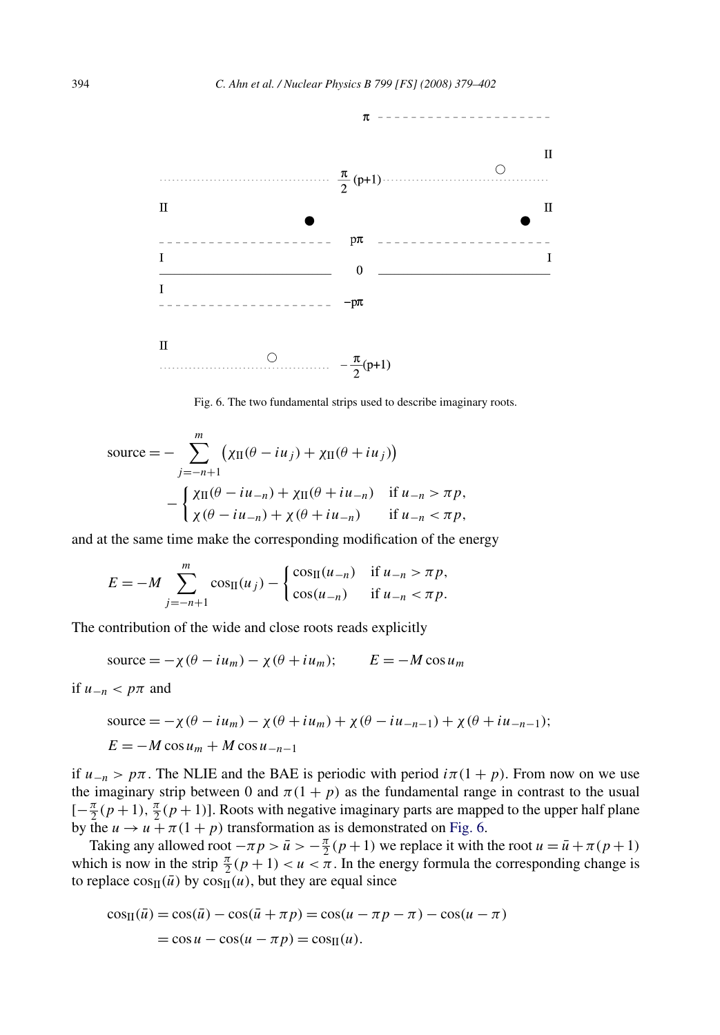Fig. 6. The two fundamental strips used to describe imaginary roots.

$$\text{source} = -\sum_{j=-n+1}^{m} \left(\chi_{\mathrm{II}}(\theta - iu_j) + \chi_{\mathrm{II}}(\theta + iu_j)\right) - \begin{cases} \chi_{\mathrm{II}}(\theta - iu_{-n}) + \chi_{\mathrm{II}}(\theta + iu_{-n}) & \text{if } u_{-n} > \pi p, \\ \chi(\theta - iu_{-n}) + \chi(\theta + iu_{-n}) & \text{if } u_{-n} < \pi p, \end{cases}$$

and at the same time make the corresponding modification of the energy

$$E = -M \sum_{j=-n+1}^{m} \cos_{\mathrm{II}}(u_j) - \begin{cases} \cos_{\mathrm{II}}(u_{-n}) & \text{if } u_{-n} > \pi p, \\ \cos(u_{-n}) & \text{if } u_{-n} < \pi p. \end{cases}$$

The contribution of the wide and close roots reads explicitly

$$\text{source} = -\chi(\theta - iu_m) - \chi(\theta + iu_m); \qquad E = -M \cos u_m$$

if $u_{-n} < p\pi$ and

$$\text{source} = -\chi(\theta - iu_m) - \chi(\theta + iu_m) + \chi(\theta - iu_{-n-1}) + \chi(\theta + iu_{-n-1});$$

$$E = -M \cos u_m + M \cos u_{-n-1}$$

if $u_{-n} > p\pi$. The NLIE and the BAE is periodic with period $i\pi(1+p)$. From now on we use the imaginary strip between 0 and $\pi(1+p)$ as the fundamental range in contrast to the usual $[-\frac{\pi}{2}(p+1), \frac{\pi}{2}(p+1)]$. Roots with negative imaginary parts are mapped to the upper half plane by the $u \to u + \pi(1+p)$ transformation as is demonstrated on Fig. 6.

Taking any allowed root $-\pi p > \bar{u} > -\frac{\pi}{2}(p+1)$ we replace it with the root $u = \bar{u} + \pi(p+1)$ which is now in the strip $\frac{\pi}{2}(p+1) < u < \pi$. In the energy formula the corresponding change is to replace $\cos_{\mathrm{II}}(\bar{u})$ by $\cos_{\mathrm{II}}(u)$, but they are equal since

$$\cos_{\mathrm{II}}(\bar{u}) = \cos(\bar{u}) - \cos(\bar{u} + \pi p) = \cos(u - \pi p - \pi) - \cos(u - \pi)$$
$$= \cos u - \cos(u - \pi p) = \cos_{\mathrm{II}}(u).$$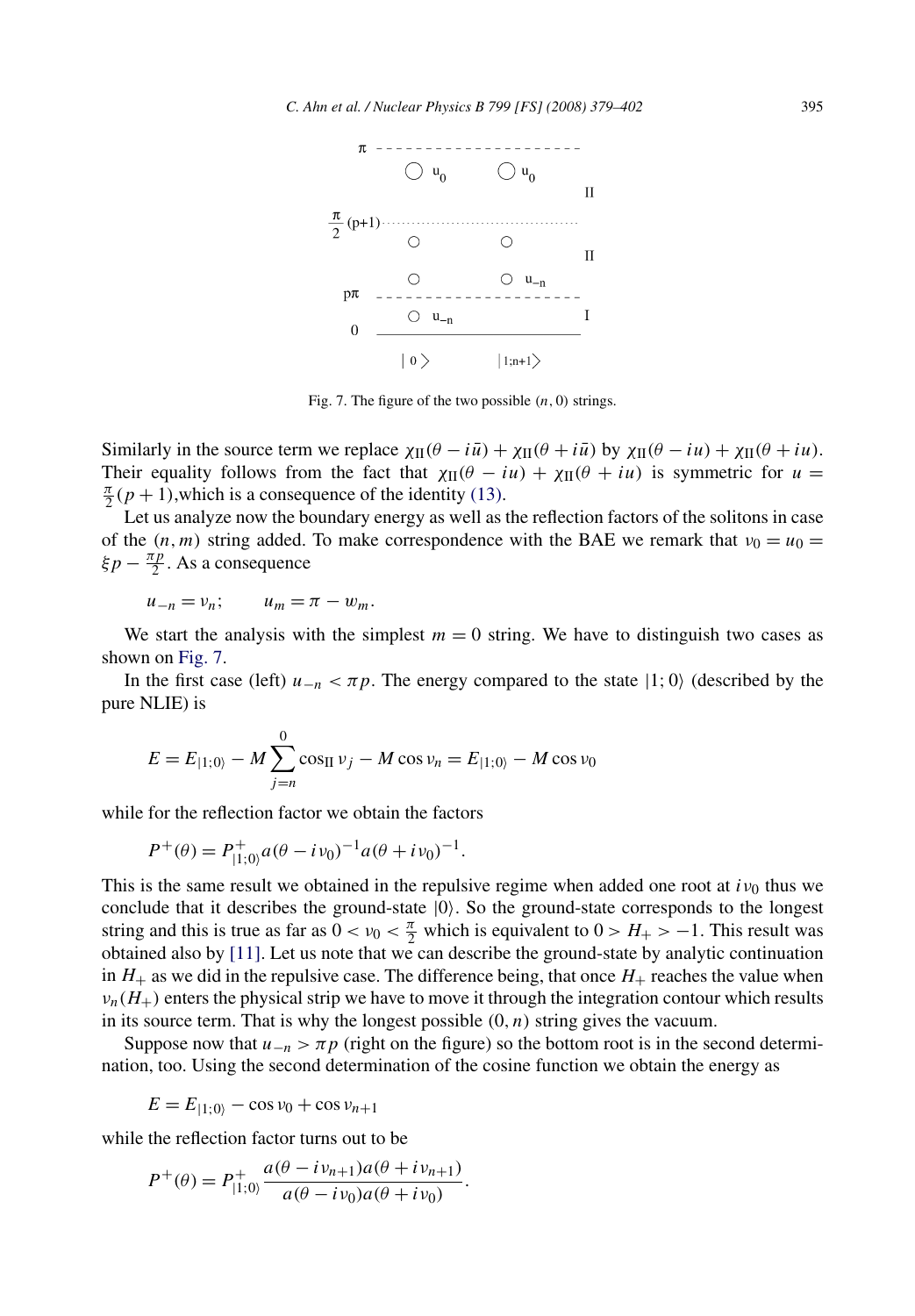Fig. 7. The figure of the two possible $(n, 0)$ strings.

Similarly in the source term we replace $\chi_{\rm II}(\theta - i\bar{u}) + \chi_{\rm II}(\theta + i\bar{u})$ by $\chi_{\rm II}(\theta - iu) + \chi_{\rm II}(\theta + iu)$. Their equality follows from the fact that $\chi_{\rm II}(\theta - iu) + \chi_{\rm II}(\theta + iu)$ is symmetric for $u = \frac{\pi}{2}(p+1)$,which is a consequence of the identity (13).

Let us analyze now the boundary energy as well as the reflection factors of the solitons in case of the $(n, m)$ string added. To make correspondence with the BAE we remark that $v_0 = u_0 = \xi p - \frac{\pi p}{2}$. As a consequence

$$u_{-n} = v_n; \qquad u_m = \pi - w_m.$$

We start the analysis with the simplest $m = 0$ string. We have to distinguish two cases as shown on Fig. 7.

In the first case (left) $u_{-n} < \pi p$. The energy compared to the state $|1; 0\rangle$ (described by the pure NLIE) is

$$E = E_{|1;0\rangle} - M \sum_{j=n}^{0} \cos_{\rm II} v_j - M \cos v_n = E_{|1;0\rangle} - M \cos v_0$$

while for the reflection factor we obtain the factors

$$P^+(\theta) = P^+_{|1;0\rangle} a(\theta - iv_0)^{-1} a(\theta + iv_0)^{-1}.$$

This is the same result we obtained in the repulsive regime when added one root at $iv_0$ thus we conclude that it describes the ground-state $|0\rangle$. So the ground-state corresponds to the longest string and this is true as far as $0 < v_0 < \frac{\pi}{2}$ which is equivalent to $0 > H_+ > -1$. This result was obtained also by [11]. Let us note that we can describe the ground-state by analytic continuation in $H_+$ as we did in the repulsive case. The difference being, that once $H_+$ reaches the value when $v_n(H_+)$ enters the physical strip we have to move it through the integration contour which results in its source term. That is why the longest possible $(0, n)$ string gives the vacuum.

Suppose now that $u_{-n} > \pi p$ (right on the figure) so the bottom root is in the second determination, too. Using the second determination of the cosine function we obtain the energy as

$$E = E_{|1;0\rangle} - \cos v_0 + \cos v_{n+1}$$

while the reflection factor turns out to be

$$P^+(\theta) = P^+_{|1;0\rangle} \frac{a(\theta - iv_{n+1}) a(\theta + iv_{n+1})}{a(\theta - iv_0) a(\theta + iv_0)}.$$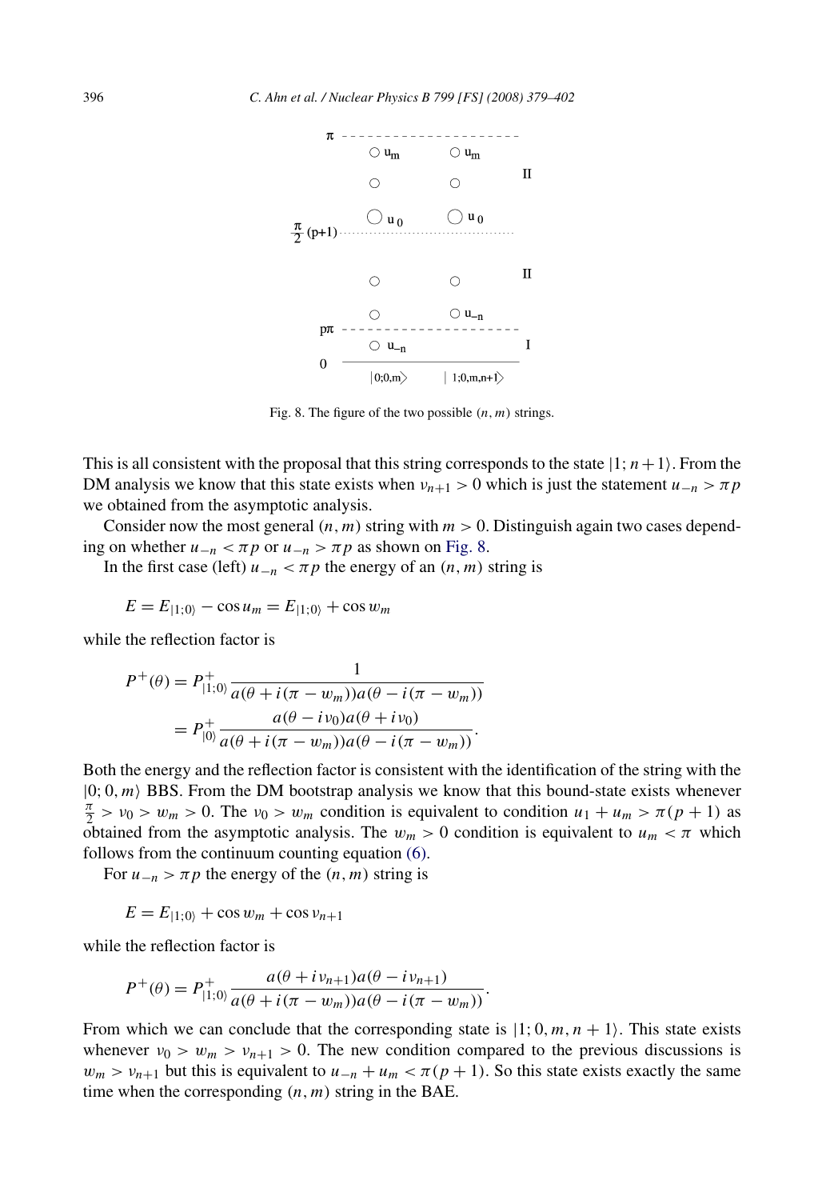Fig. 8. The figure of the two possible $(n,m)$ strings.

This is all consistent with the proposal that this string corresponds to the state $|1; n+1\rangle$. From the DM analysis we know that this state exists when $\nu_{n+1} > 0$ which is just the statement $u_{-n} > \pi p$ we obtained from the asymptotic analysis.

Consider now the most general $(n,m)$ string with $m > 0$. Distinguish again two cases depending on whether $u_{-n} < \pi p$ or $u_{-n} > \pi p$ as shown on Fig. 8.

In the first case (left) $u_{-n} < \pi p$ the energy of an $(n,m)$ string is

$$E = E_{|1;0\rangle} - \cos u_m = E_{|1;0\rangle} + \cos w_m$$

while the reflection factor is

$$\begin{aligned}
P^+(\theta) &= P^+_{|1;0\rangle} \frac{1}{a(\theta + i(\pi - w_m))a(\theta - i(\pi - w_m))} \\
&= P^+_{|0\rangle} \frac{a(\theta - i\nu_0)a(\theta + i\nu_0)}{a(\theta + i(\pi - w_m))a(\theta - i(\pi - w_m))}.
\end{aligned}$$

Both the energy and the reflection factor is consistent with the identification of the string with the $|0; 0, m\rangle$ BBS. From the DM bootstrap analysis we know that this bound-state exists whenever $\frac{\pi}{2} > \nu_0 > w_m > 0$. The $\nu_0 > w_m$ condition is equivalent to condition $u_1 + u_m > \pi(p+1)$ as obtained from the asymptotic analysis. The $w_m > 0$ condition is equivalent to $u_m < \pi$ which follows from the continuum counting equation (6).

For $u_{-n} > \pi p$ the energy of the $(n,m)$ string is

$$E = E_{|1;0\rangle} + \cos w_m + \cos \nu_{n+1}$$

while the reflection factor is

$$P^+(\theta) = P^+_{|1;0\rangle} \frac{a(\theta + i\nu_{n+1})a(\theta - i\nu_{n+1})}{a(\theta + i(\pi - w_m))a(\theta - i(\pi - w_m))}.$$

From which we can conclude that the corresponding state is $|1; 0, m, n+1\rangle$. This state exists whenever $\nu_0 > w_m > \nu_{n+1} > 0$. The new condition compared to the previous discussions is $w_m > \nu_{n+1}$ but this is equivalent to $u_{-n} + u_m < \pi(p+1)$. So this state exists exactly the same time when the corresponding $(n,m)$ string in the BAE.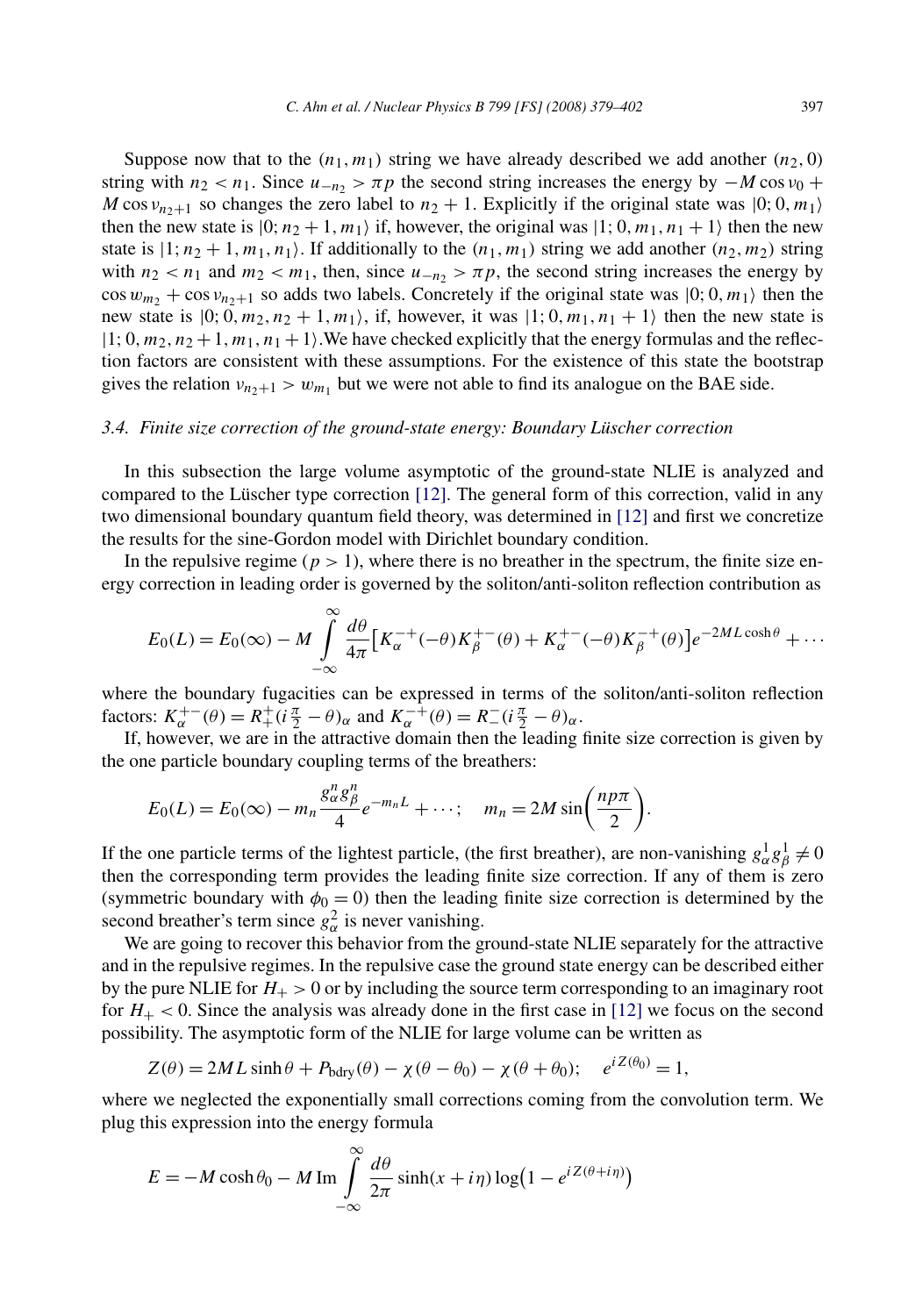Suppose now that to the $(n_1, m_1)$ string we have already described we add another $(n_2, 0)$ string with $n_2 < n_1$. Since $u_{-n_2} > \pi p$ the second string increases the energy by $-M\cos\nu_0 + M\cos\nu_{n_2+1}$ so changes the zero label to $n_2 + 1$. Explicitly if the original state was $|0; 0, m_1\rangle$ then the new state is $|0; n_2 + 1, m_1\rangle$ if, however, the original was $|1; 0, m_1, n_1 + 1\rangle$ then the new state is $|1; n_2 + 1, m_1, n_1\rangle$. If additionally to the $(n_1, m_1)$ string we add another $(n_2, m_2)$ string with $n_2 < n_1$ and $m_2 < m_1$, then, since $u_{-n_2} > \pi p$, the second string increases the energy by $\cos w_{m_2} + \cos\nu_{n_2+1}$ so adds two labels. Concretely if the original state was $|0; 0, m_1\rangle$ then the new state is $|0; 0, m_2, n_2 + 1, m_1\rangle$, if, however, it was $|1; 0, m_1, n_1 + 1\rangle$ then the new state is $|1; 0, m_2, n_2 + 1, m_1, n_1 + 1\rangle$.We have checked explicitly that the energy formulas and the reflection factors are consistent with these assumptions. For the existence of this state the bootstrap gives the relation $\nu_{n_2+1} > w_{m_1}$ but we were not able to find its analogue on the BAE side.

### 3.4. Finite size correction of the ground-state energy: Boundary Lüscher correction

In this subsection the large volume asymptotic of the ground-state NLIE is analyzed and compared to the Lüscher type correction [12]. The general form of this correction, valid in any two dimensional boundary quantum field theory, was determined in [12] and first we concretize the results for the sine-Gordon model with Dirichlet boundary condition.

In the repulsive regime ($p > 1$), where there is no breather in the spectrum, the finite size energy correction in leading order is governed by the soliton/anti-soliton reflection contribution as

$$E_0(L) = E_0(\infty) - M\int_{-\infty}^{\infty}\frac{d\theta}{4\pi}\left[K_\alpha^{-+}(-\theta)K_\beta^{+-}(\theta) + K_\alpha^{+-}(-\theta)K_\beta^{-+}(\theta)\right]e^{-2ML\cosh\theta} + \cdots$$

where the boundary fugacities can be expressed in terms of the soliton/anti-soliton reflection factors: $K_\alpha^{+-}(\theta) = R_+^+(i\frac{\pi}{2} - \theta)_\alpha$ and $K_\alpha^{-+}(\theta) = R_-^-(i\frac{\pi}{2} - \theta)_\alpha$.

If, however, we are in the attractive domain then the leading finite size correction is given by the one particle boundary coupling terms of the breathers:

$$E_0(L) = E_0(\infty) - m_n\frac{g_\alpha^n g_\beta^n}{4}e^{-m_nL} + \cdots; \quad m_n = 2M\sin\left(\frac{np\pi}{2}\right).$$

If the one particle terms of the lightest particle, (the first breather), are non-vanishing $g_\alpha^1 g_\beta^1 \neq 0$ then the corresponding term provides the leading finite size correction. If any of them is zero (symmetric boundary with $\phi_0 = 0$) then the leading finite size correction is determined by the second breather's term since $g_\alpha^2$ is never vanishing.

We are going to recover this behavior from the ground-state NLIE separately for the attractive and in the repulsive regimes. In the repulsive case the ground state energy can be described either by the pure NLIE for $H_+ > 0$ or by including the source term corresponding to an imaginary root for $H_+ < 0$. Since the analysis was already done in the first case in [12] we focus on the second possibility. The asymptotic form of the NLIE for large volume can be written as

$$Z(\theta) = 2ML\sinh\theta + P_{\mathrm{bdry}}(\theta) - \chi(\theta - \theta_0) - \chi(\theta + \theta_0); \quad e^{iZ(\theta_0)} = 1,$$

where we neglected the exponentially small corrections coming from the convolution term. We plug this expression into the energy formula

$$E = -M\cosh\theta_0 - M\,\mathrm{Im}\int_{-\infty}^{\infty}\frac{d\theta}{2\pi}\sinh(x + i\eta)\log\left(1 - e^{iZ(\theta+i\eta)}\right)$$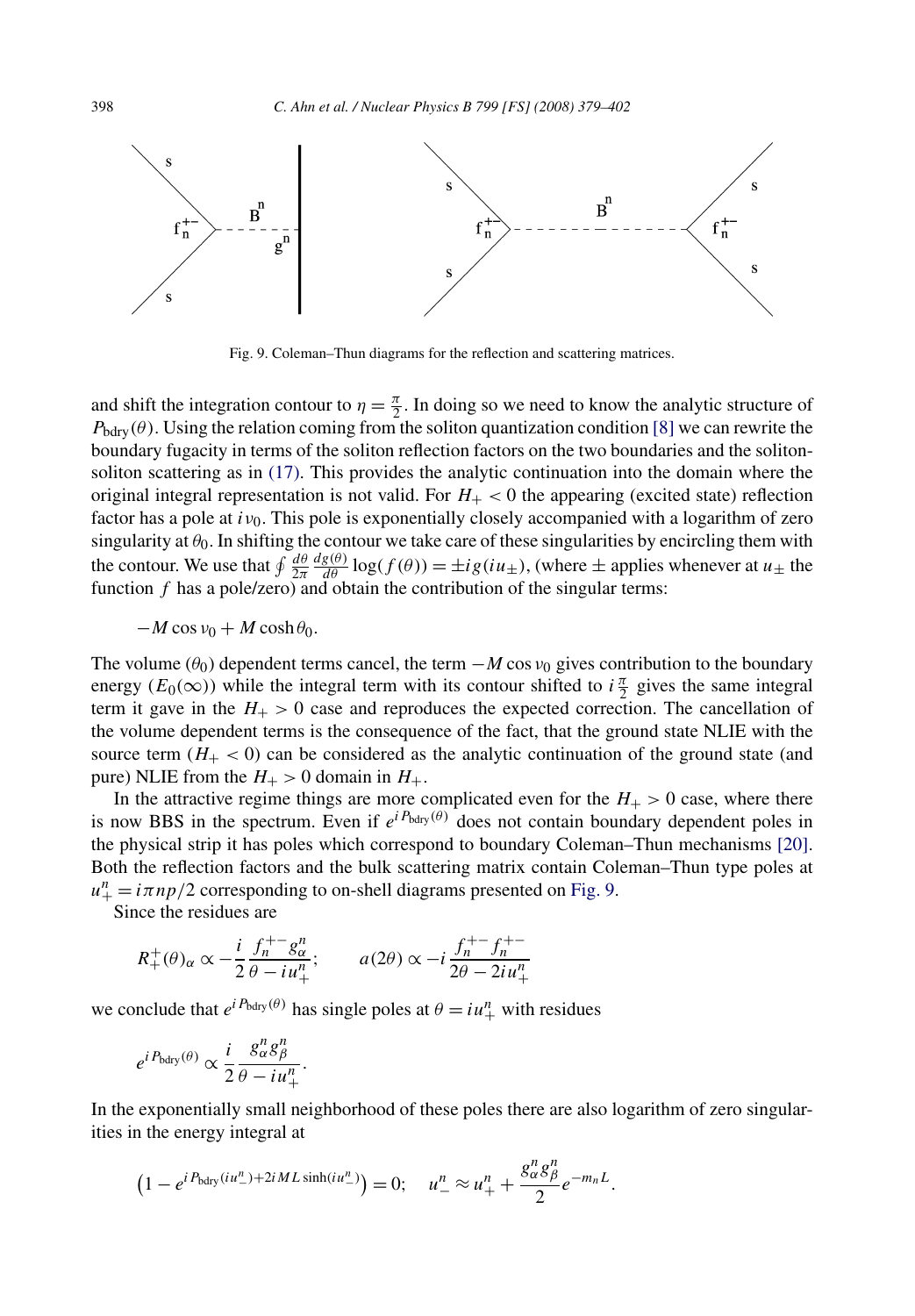Fig. 9. Coleman–Thun diagrams for the reflection and scattering matrices.

and shift the integration contour to $\eta = \frac{\pi}{2}$. In doing so we need to know the analytic structure of $P_{\text{bdry}}(\theta)$. Using the relation coming from the soliton quantization condition [8] we can rewrite the boundary fugacity in terms of the soliton reflection factors on the two boundaries and the soliton-soliton scattering as in (17). This provides the analytic continuation into the domain where the original integral representation is not valid. For $H_+ < 0$ the appearing (excited state) reflection factor has a pole at $i\nu_0$. This pole is exponentially closely accompanied with a logarithm of zero singularity at $\theta_0$. In shifting the contour we take care of these singularities by encircling them with the contour. We use that $\oint \frac{d\theta}{2\pi} \frac{dg(\theta)}{d\theta} \log(f(\theta)) = \pm i g(iu_\pm)$, (where $\pm$ applies whenever at $u_\pm$ the function $f$ has a pole/zero) and obtain the contribution of the singular terms:

$$-M \cos \nu_0 + M \cosh \theta_0.$$

The volume ($\theta_0$) dependent terms cancel, the term $-M \cos \nu_0$ gives contribution to the boundary energy ($E_0(\infty)$) while the integral term with its contour shifted to $i\frac{\pi}{2}$ gives the same integral term it gave in the $H_+ > 0$ case and reproduces the expected correction. The cancellation of the volume dependent terms is the consequence of the fact, that the ground state NLIE with the source term ($H_+ < 0$) can be considered as the analytic continuation of the ground state (and pure) NLIE from the $H_+ > 0$ domain in $H_+$.

In the attractive regime things are more complicated even for the $H_+ > 0$ case, where there is now BBS in the spectrum. Even if $e^{iP_{\text{bdry}}(\theta)}$ does not contain boundary dependent poles in the physical strip it has poles which correspond to boundary Coleman–Thun mechanisms [20]. Both the reflection factors and the bulk scattering matrix contain Coleman–Thun type poles at $u_+^n = i\pi np/2$ corresponding to on-shell diagrams presented on Fig. 9.

Since the residues are

$$R_+^+(\theta)_\alpha \propto -\frac{i}{2} \frac{f_n^{+-} g_\alpha^n}{\theta - iu_+^n}; \qquad a(2\theta) \propto -i \frac{f_n^{+-} f_n^{+-}}{2\theta - 2iu_+^n}$$

we conclude that $e^{iP_{\text{bdry}}(\theta)}$ has single poles at $\theta = iu_+^n$ with residues

$$e^{iP_{\text{bdry}}(\theta)} \propto \frac{i}{2} \frac{g_\alpha^n g_\beta^n}{\theta - iu_+^n}.$$

In the exponentially small neighborhood of these poles there are also logarithm of zero singularities in the energy integral at

$$\left(1 - e^{iP_{\text{bdry}}(iu_-^n) + 2iML \sinh(iu_-^n)}\right) = 0; \quad u_-^n \approx u_+^n + \frac{g_\alpha^n g_\beta^n}{2} e^{-m_n L}.$$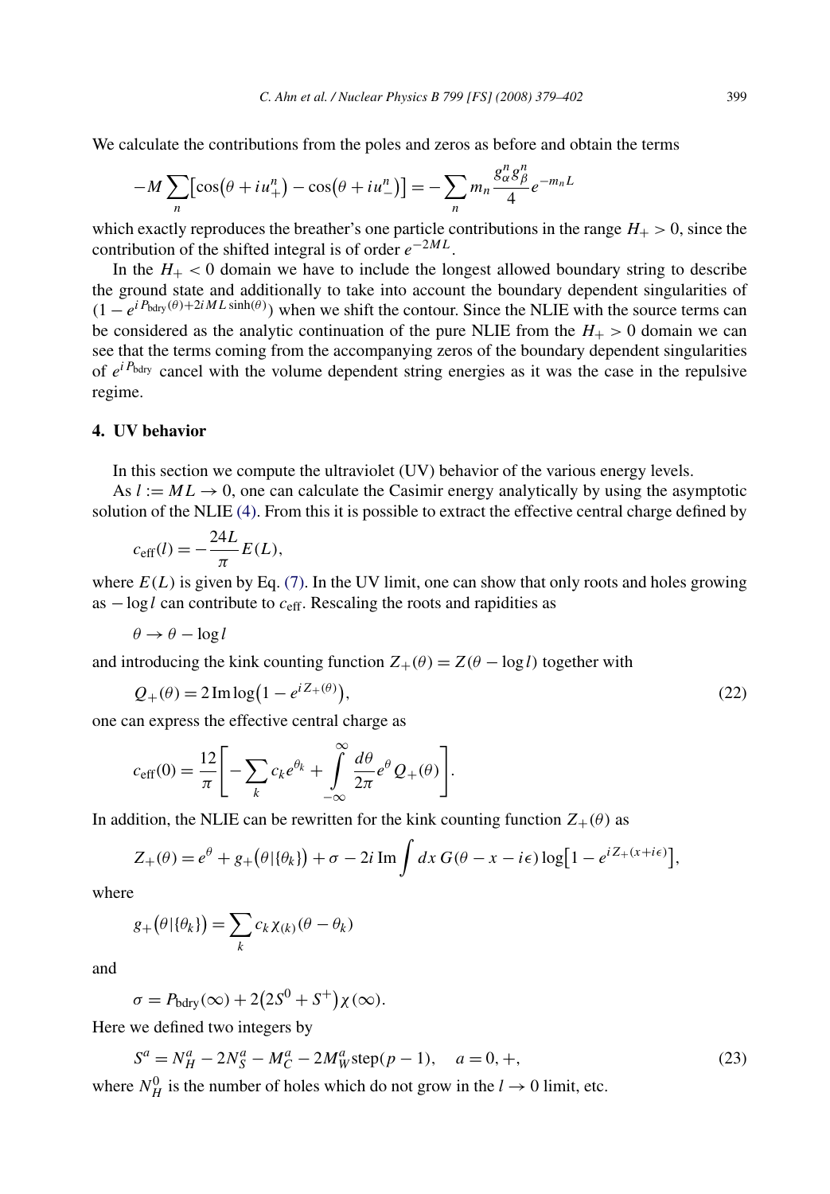We calculate the contributions from the poles and zeros as before and obtain the terms

$$-M\sum_n\left[\cos\left(\theta+iu_+^n\right)-\cos\left(\theta+iu_-^n\right)\right]=-\sum_n m_n\frac{g_\alpha^n g_\beta^n}{4}e^{-m_nL}$$

which exactly reproduces the breather's one particle contributions in the range $H_+>0$, since the contribution of the shifted integral is of order $e^{-2ML}$.

In the $H_+<0$ domain we have to include the longest allowed boundary string to describe the ground state and additionally to take into account the boundary dependent singularities of $(1-e^{iP_{\text{bdry}}(\theta)+2iML\sinh(\theta)})$ when we shift the contour. Since the NLIE with the source terms can be considered as the analytic continuation of the pure NLIE from the $H_+>0$ domain we can see that the terms coming from the accompanying zeros of the boundary dependent singularities of $e^{iP_{\text{bdry}}}$ cancel with the volume dependent string energies as it was the case in the repulsive regime.

## 4. UV behavior

In this section we compute the ultraviolet (UV) behavior of the various energy levels.

As $l:=ML\to 0$, one can calculate the Casimir energy analytically by using the asymptotic solution of the NLIE (4). From this it is possible to extract the effective central charge defined by

$$c_{\text{eff}}(l)=-\frac{24L}{\pi}E(L),$$

where $E(L)$ is given by Eq. (7). In the UV limit, one can show that only roots and holes growing as $-\log l$ can contribute to $c_{\text{eff}}$. Rescaling the roots and rapidities as

$$\theta\to\theta-\log l$$

and introducing the kink counting function $Z_+(\theta)=Z(\theta-\log l)$ together with

$$Q_+(\theta)=2\,\text{Im}\log\left(1-e^{iZ_+(\theta)}\right),\tag{22}$$

one can express the effective central charge as

$$c_{\text{eff}}(0)=\frac{12}{\pi}\left[-\sum_k c_k e^{\theta_k}+\int_{-\infty}^{\infty}\frac{d\theta}{2\pi}e^{\theta}Q_+(\theta)\right].$$

In addition, the NLIE can be rewritten for the kink counting function $Z_+(\theta)$ as

$$Z_+(\theta)=e^{\theta}+g_+\left(\theta|\{\theta_k\}\right)+\sigma-2i\,\text{Im}\int dx\,G(\theta-x-i\epsilon)\log\left[1-e^{iZ_+(x+i\epsilon)}\right],$$

where

$$g_+\left(\theta|\{\theta_k\}\right)=\sum_k c_k\chi_{(k)}(\theta-\theta_k)$$

and

$$\sigma=P_{\text{bdry}}(\infty)+2\left(2S^0+S^+\right)\chi(\infty).$$

Here we defined two integers by

$$S^a=N_H^a-2N_S^a-M_C^a-2M_W^a\,\text{step}(p-1),\quad a=0,+,\tag{23}$$

where $N_H^0$ is the number of holes which do not grow in the $l\to 0$ limit, etc.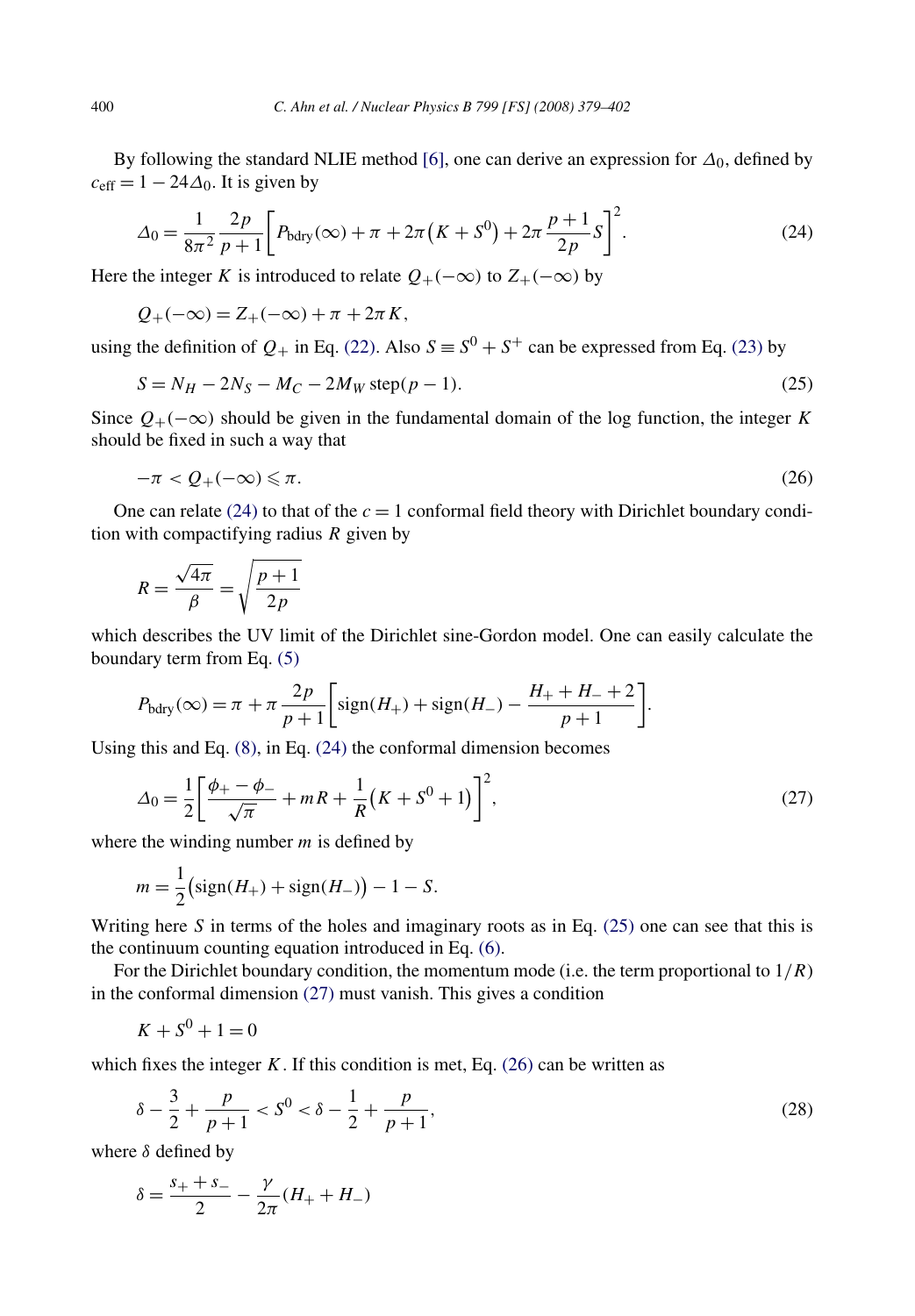By following the standard NLIE method [6], one can derive an expression for $\Delta_0$, defined by $c_{\mathrm{eff}} = 1 - 24\Delta_0$. It is given by

$$\Delta_0 = \frac{1}{8\pi^2}\frac{2p}{p+1}\left[P_{\mathrm{bdry}}(\infty) + \pi + 2\pi\left(K + S^0\right) + 2\pi\frac{p+1}{2p}S\right]^2. \tag{24}$$

Here the integer $K$ is introduced to relate $Q_+(-\infty)$ to $Z_+(-\infty)$ by

$$Q_+(-\infty) = Z_+(-\infty) + \pi + 2\pi K,$$

using the definition of $Q_+$ in Eq. (22). Also $S \equiv S^0 + S^+$ can be expressed from Eq. (23) by

$$S = N_H - 2N_S - M_C - 2M_W\,\mathrm{step}(p-1). \tag{25}$$

Since $Q_+(-\infty)$ should be given in the fundamental domain of the log function, the integer $K$ should be fixed in such a way that

$$-\pi < Q_+(-\infty) \leqslant \pi. \tag{26}$$

One can relate (24) to that of the $c = 1$ conformal field theory with Dirichlet boundary condition with compactifying radius $R$ given by

$$R = \frac{\sqrt{4\pi}}{\beta} = \sqrt{\frac{p+1}{2p}}$$

which describes the UV limit of the Dirichlet sine-Gordon model. One can easily calculate the boundary term from Eq. (5)

$$P_{\mathrm{bdry}}(\infty) = \pi + \pi\frac{2p}{p+1}\left[\mathrm{sign}(H_+) + \mathrm{sign}(H_-) - \frac{H_+ + H_- + 2}{p+1}\right].$$

Using this and Eq. (8), in Eq. (24) the conformal dimension becomes

$$\Delta_0 = \frac{1}{2}\left[\frac{\phi_+ - \phi_-}{\sqrt{\pi}} + mR + \frac{1}{R}\left(K + S^0 + 1\right)\right]^2, \tag{27}$$

where the winding number $m$ is defined by

$$m = \frac{1}{2}\left(\mathrm{sign}(H_+) + \mathrm{sign}(H_-)\right) - 1 - S.$$

Writing here $S$ in terms of the holes and imaginary roots as in Eq. (25) one can see that this is the continuum counting equation introduced in Eq. (6).

For the Dirichlet boundary condition, the momentum mode (i.e. the term proportional to $1/R$) in the conformal dimension (27) must vanish. This gives a condition

$$K + S^0 + 1 = 0$$

which fixes the integer $K$. If this condition is met, Eq. (26) can be written as

$$\delta - \frac{3}{2} + \frac{p}{p+1} < S^0 < \delta - \frac{1}{2} + \frac{p}{p+1}, \tag{28}$$

where $\delta$ defined by

$$\delta = \frac{s_+ + s_-}{2} - \frac{\gamma}{2\pi}(H_+ + H_-)$$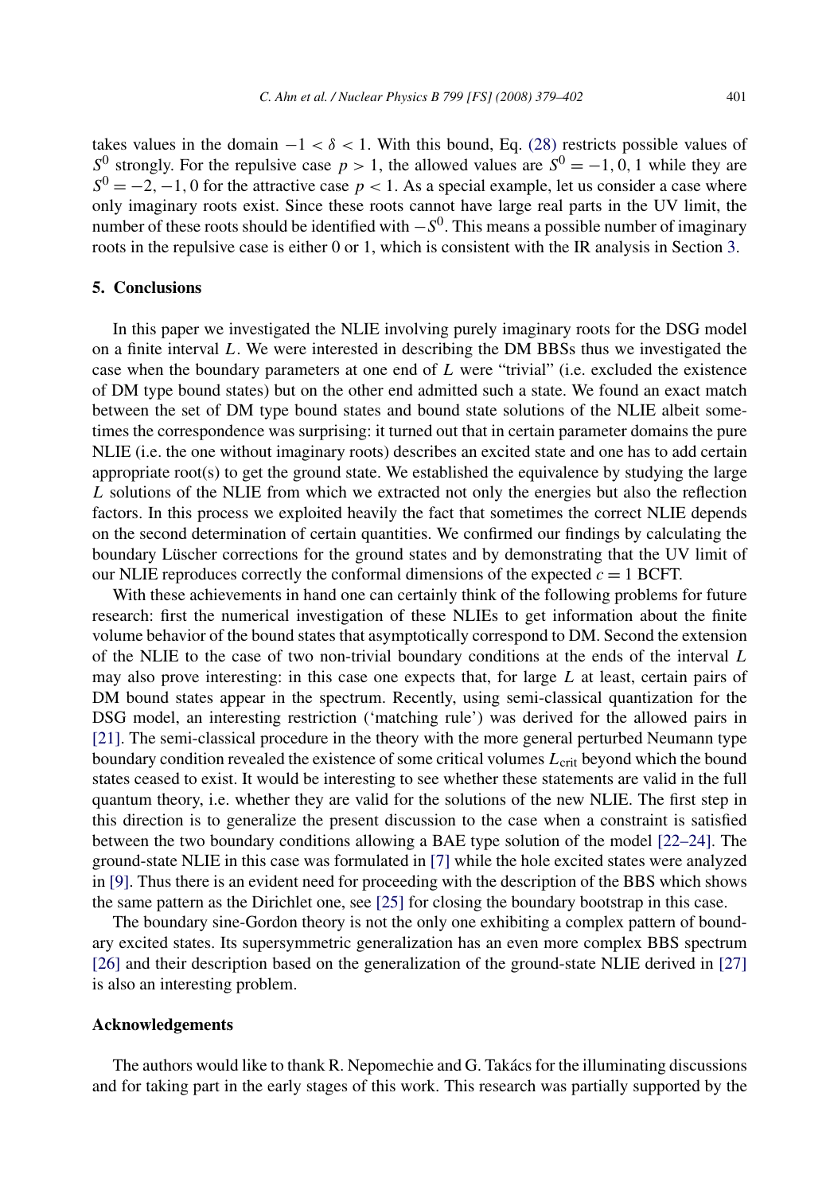takes values in the domain $-1 < \delta < 1$. With this bound, Eq. (28) restricts possible values of $S^0$ strongly. For the repulsive case $p > 1$, the allowed values are $S^0 = -1, 0, 1$ while they are $S^0 = -2, -1, 0$ for the attractive case $p < 1$. As a special example, let us consider a case where only imaginary roots exist. Since these roots cannot have large real parts in the UV limit, the number of these roots should be identified with $-S^0$. This means a possible number of imaginary roots in the repulsive case is either 0 or 1, which is consistent with the IR analysis in Section 3.

## 5. Conclusions

In this paper we investigated the NLIE involving purely imaginary roots for the DSG model on a finite interval $L$. We were interested in describing the DM BBSs thus we investigated the case when the boundary parameters at one end of $L$ were "trivial" (i.e. excluded the existence of DM type bound states) but on the other end admitted such a state. We found an exact match between the set of DM type bound states and bound state solutions of the NLIE albeit sometimes the correspondence was surprising: it turned out that in certain parameter domains the pure NLIE (i.e. the one without imaginary roots) describes an excited state and one has to add certain appropriate root(s) to get the ground state. We established the equivalence by studying the large $L$ solutions of the NLIE from which we extracted not only the energies but also the reflection factors. In this process we exploited heavily the fact that sometimes the correct NLIE depends on the second determination of certain quantities. We confirmed our findings by calculating the boundary Lüscher corrections for the ground states and by demonstrating that the UV limit of our NLIE reproduces correctly the conformal dimensions of the expected $c = 1$ BCFT.

With these achievements in hand one can certainly think of the following problems for future research: first the numerical investigation of these NLIEs to get information about the finite volume behavior of the bound states that asymptotically correspond to DM. Second the extension of the NLIE to the case of two non-trivial boundary conditions at the ends of the interval $L$ may also prove interesting: in this case one expects that, for large $L$ at least, certain pairs of DM bound states appear in the spectrum. Recently, using semi-classical quantization for the DSG model, an interesting restriction ('matching rule') was derived for the allowed pairs in [21]. The semi-classical procedure in the theory with the more general perturbed Neumann type boundary condition revealed the existence of some critical volumes $L_{\text{crit}}$ beyond which the bound states ceased to exist. It would be interesting to see whether these statements are valid in the full quantum theory, i.e. whether they are valid for the solutions of the new NLIE. The first step in this direction is to generalize the present discussion to the case when a constraint is satisfied between the two boundary conditions allowing a BAE type solution of the model [22–24]. The ground-state NLIE in this case was formulated in [7] while the hole excited states were analyzed in [9]. Thus there is an evident need for proceeding with the description of the BBS which shows the same pattern as the Dirichlet one, see [25] for closing the boundary bootstrap in this case.

The boundary sine-Gordon theory is not the only one exhibiting a complex pattern of boundary excited states. Its supersymmetric generalization has an even more complex BBS spectrum [26] and their description based on the generalization of the ground-state NLIE derived in [27] is also an interesting problem.

## Acknowledgements

The authors would like to thank R. Nepomechie and G. Takács for the illuminating discussions and for taking part in the early stages of this work. This research was partially supported by the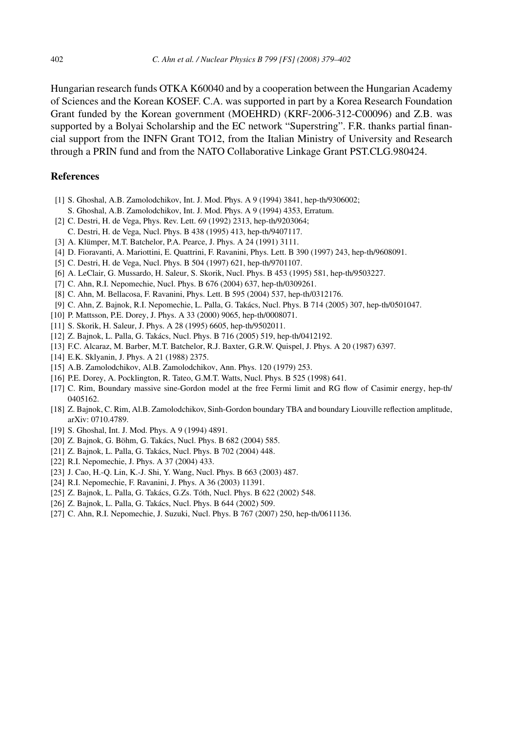Hungarian research funds OTKA K60040 and by a cooperation between the Hungarian Academy of Sciences and the Korean KOSEF. C.A. was supported in part by a Korea Research Foundation Grant funded by the Korean government (MOEHRD) (KRF-2006-312-C00096) and Z.B. was supported by a Bolyai Scholarship and the EC network "Superstring". F.R. thanks partial financial support from the INFN Grant TO12, from the Italian Ministry of University and Research through a PRIN fund and from the NATO Collaborative Linkage Grant PST.CLG.980424.

## References

[1] S. Ghoshal, A.B. Zamolodchikov, Int. J. Mod. Phys. A 9 (1994) 3841, hep-th/9306002; S. Ghoshal, A.B. Zamolodchikov, Int. J. Mod. Phys. A 9 (1994) 4353, Erratum.

[2] C. Destri, H. de Vega, Phys. Rev. Lett. 69 (1992) 2313, hep-th/9203064; C. Destri, H. de Vega, Nucl. Phys. B 438 (1995) 413, hep-th/9407117.

[3] A. Klümper, M.T. Batchelor, P.A. Pearce, J. Phys. A 24 (1991) 3111.

[4] D. Fioravanti, A. Mariottini, E. Quattrini, F. Ravanini, Phys. Lett. B 390 (1997) 243, hep-th/9608091.

[5] C. Destri, H. de Vega, Nucl. Phys. B 504 (1997) 621, hep-th/9701107.

[6] A. LeClair, G. Mussardo, H. Saleur, S. Skorik, Nucl. Phys. B 453 (1995) 581, hep-th/9503227.

[7] C. Ahn, R.I. Nepomechie, Nucl. Phys. B 676 (2004) 637, hep-th/0309261.

[8] C. Ahn, M. Bellacosa, F. Ravanini, Phys. Lett. B 595 (2004) 537, hep-th/0312176.

[9] C. Ahn, Z. Bajnok, R.I. Nepomechie, L. Palla, G. Takács, Nucl. Phys. B 714 (2005) 307, hep-th/0501047.

[10] P. Mattsson, P.E. Dorey, J. Phys. A 33 (2000) 9065, hep-th/0008071.

[11] S. Skorik, H. Saleur, J. Phys. A 28 (1995) 6605, hep-th/9502011.

[12] Z. Bajnok, L. Palla, G. Takács, Nucl. Phys. B 716 (2005) 519, hep-th/0412192.

[13] F.C. Alcaraz, M. Barber, M.T. Batchelor, R.J. Baxter, G.R.W. Quispel, J. Phys. A 20 (1987) 6397.

[14] E.K. Sklyanin, J. Phys. A 21 (1988) 2375.

[15] A.B. Zamolodchikov, Al.B. Zamolodchikov, Ann. Phys. 120 (1979) 253.

[16] P.E. Dorey, A. Pocklington, R. Tateo, G.M.T. Watts, Nucl. Phys. B 525 (1998) 641.

[17] C. Rim, Boundary massive sine-Gordon model at the free Fermi limit and RG flow of Casimir energy, hep-th/0405162.

[18] Z. Bajnok, C. Rim, Al.B. Zamolodchikov, Sinh-Gordon boundary TBA and boundary Liouville reflection amplitude, arXiv: 0710.4789.

[19] S. Ghoshal, Int. J. Mod. Phys. A 9 (1994) 4891.

[20] Z. Bajnok, G. Böhm, G. Takács, Nucl. Phys. B 682 (2004) 585.

[21] Z. Bajnok, L. Palla, G. Takács, Nucl. Phys. B 702 (2004) 448.

[22] R.I. Nepomechie, J. Phys. A 37 (2004) 433.

[23] J. Cao, H.-Q. Lin, K.-J. Shi, Y. Wang, Nucl. Phys. B 663 (2003) 487.

[24] R.I. Nepomechie, F. Ravanini, J. Phys. A 36 (2003) 11391.

[25] Z. Bajnok, L. Palla, G. Takács, G.Zs. Tóth, Nucl. Phys. B 622 (2002) 548.

[26] Z. Bajnok, L. Palla, G. Takács, Nucl. Phys. B 644 (2002) 509.

[27] C. Ahn, R.I. Nepomechie, J. Suzuki, Nucl. Phys. B 767 (2007) 250, hep-th/0611136.